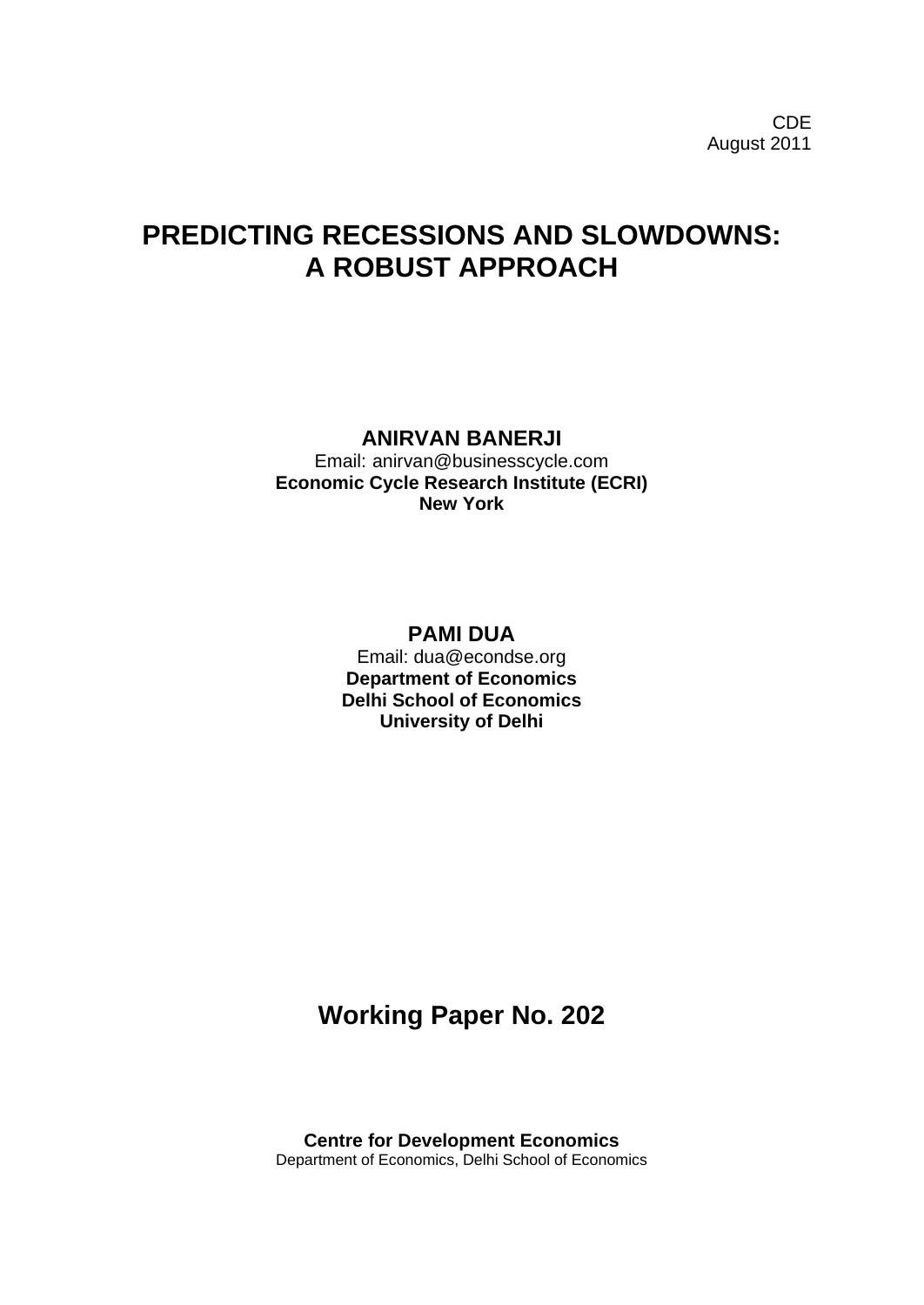CDE
August 2011

# PREDICTING RECESSIONS AND SLOWDOWNS: A ROBUST APPROACH

**ANIRVAN BANERJI**
Email: anirvan@businesscycle.com
**Economic Cycle Research Institute (ECRI)**
**New York**

**PAMI DUA**
Email: dua@econdse.org
**Department of Economics**
**Delhi School of Economics**
**University of Delhi**

## Working Paper No. 202

**Centre for Development Economics**
Department of Economics, Delhi School of Economics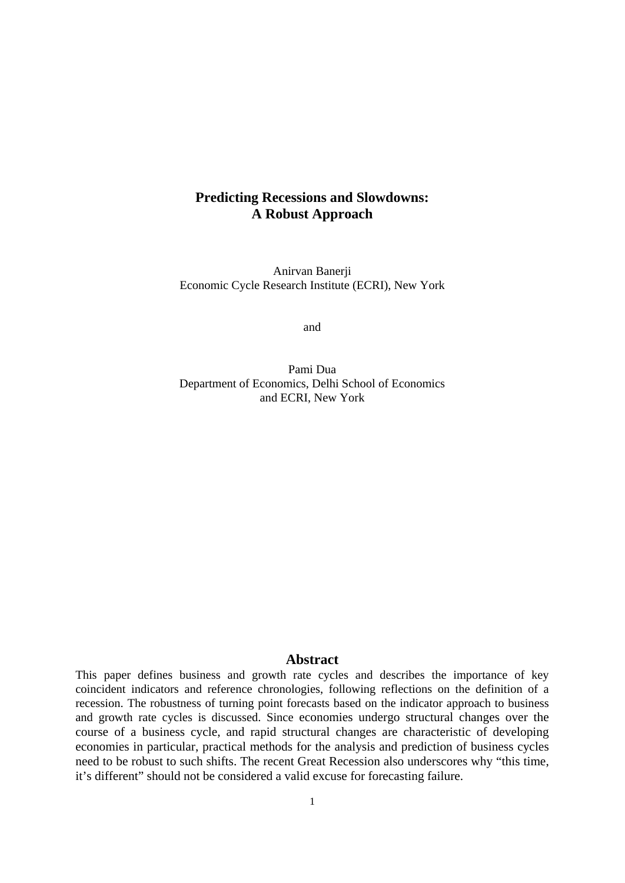# Predicting Recessions and Slowdowns: A Robust Approach

Anirvan Banerji
Economic Cycle Research Institute (ECRI), New York

and

Pami Dua
Department of Economics, Delhi School of Economics
and ECRI, New York

## Abstract

This paper defines business and growth rate cycles and describes the importance of key coincident indicators and reference chronologies, following reflections on the definition of a recession. The robustness of turning point forecasts based on the indicator approach to business and growth rate cycles is discussed. Since economies undergo structural changes over the course of a business cycle, and rapid structural changes are characteristic of developing economies in particular, practical methods for the analysis and prediction of business cycles need to be robust to such shifts. The recent Great Recession also underscores why "this time, it's different" should not be considered a valid excuse for forecasting failure.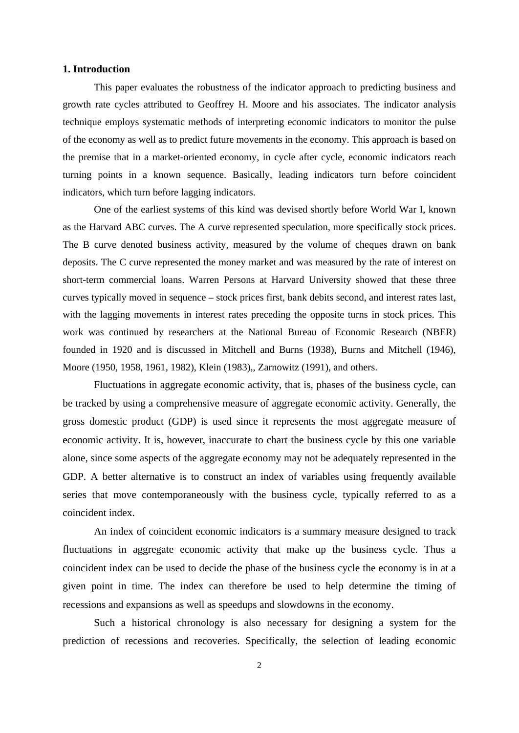## 1. Introduction

This paper evaluates the robustness of the indicator approach to predicting business and growth rate cycles attributed to Geoffrey H. Moore and his associates. The indicator analysis technique employs systematic methods of interpreting economic indicators to monitor the pulse of the economy as well as to predict future movements in the economy. This approach is based on the premise that in a market-oriented economy, in cycle after cycle, economic indicators reach turning points in a known sequence. Basically, leading indicators turn before coincident indicators, which turn before lagging indicators.

One of the earliest systems of this kind was devised shortly before World War I, known as the Harvard ABC curves. The A curve represented speculation, more specifically stock prices. The B curve denoted business activity, measured by the volume of cheques drawn on bank deposits. The C curve represented the money market and was measured by the rate of interest on short-term commercial loans. Warren Persons at Harvard University showed that these three curves typically moved in sequence – stock prices first, bank debits second, and interest rates last, with the lagging movements in interest rates preceding the opposite turns in stock prices. This work was continued by researchers at the National Bureau of Economic Research (NBER) founded in 1920 and is discussed in Mitchell and Burns (1938), Burns and Mitchell (1946), Moore (1950, 1958, 1961, 1982), Klein (1983),, Zarnowitz (1991), and others.

Fluctuations in aggregate economic activity, that is, phases of the business cycle, can be tracked by using a comprehensive measure of aggregate economic activity. Generally, the gross domestic product (GDP) is used since it represents the most aggregate measure of economic activity. It is, however, inaccurate to chart the business cycle by this one variable alone, since some aspects of the aggregate economy may not be adequately represented in the GDP. A better alternative is to construct an index of variables using frequently available series that move contemporaneously with the business cycle, typically referred to as a coincident index.

An index of coincident economic indicators is a summary measure designed to track fluctuations in aggregate economic activity that make up the business cycle. Thus a coincident index can be used to decide the phase of the business cycle the economy is in at a given point in time. The index can therefore be used to help determine the timing of recessions and expansions as well as speedups and slowdowns in the economy.

Such a historical chronology is also necessary for designing a system for the prediction of recessions and recoveries. Specifically, the selection of leading economic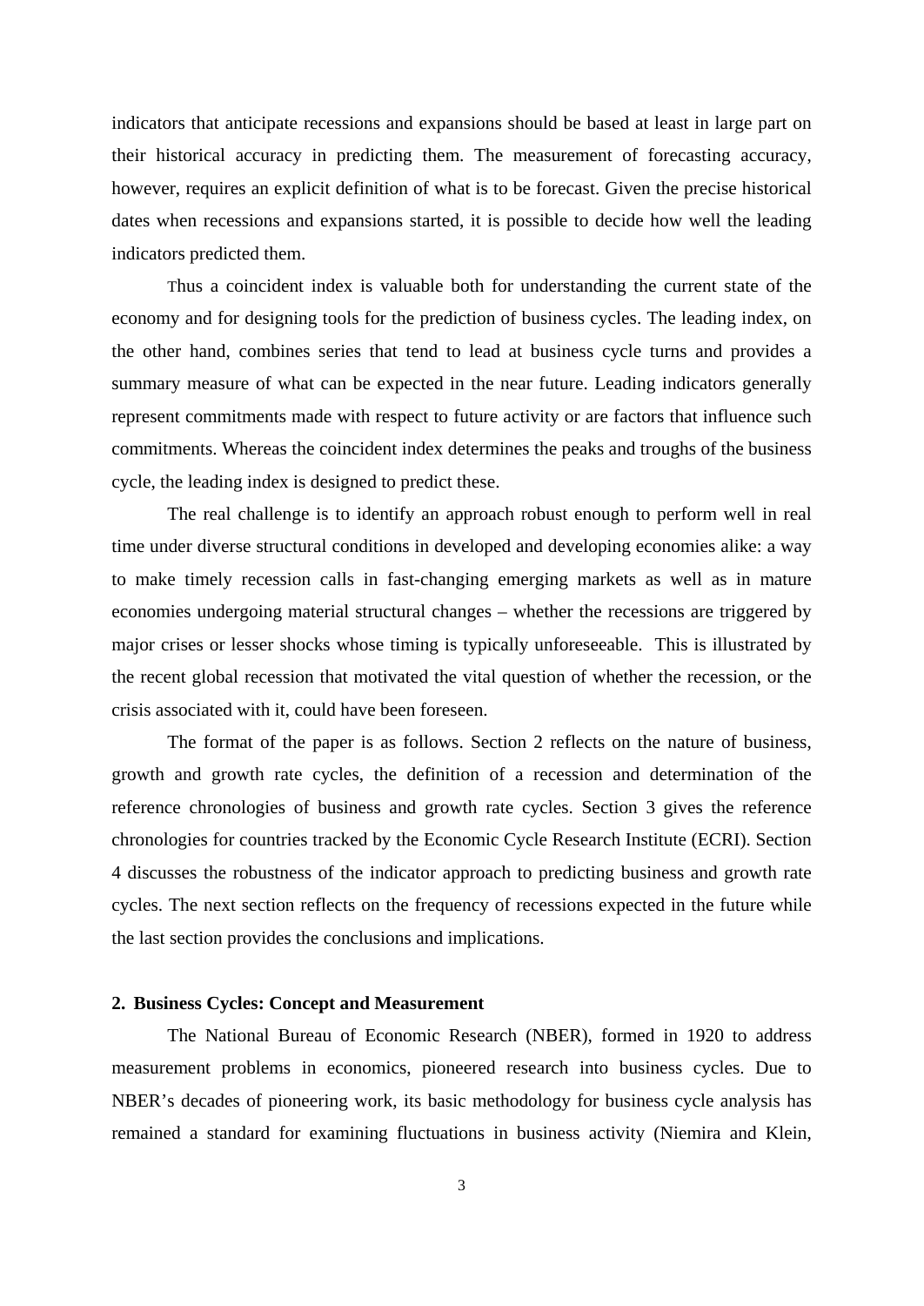indicators that anticipate recessions and expansions should be based at least in large part on their historical accuracy in predicting them. The measurement of forecasting accuracy, however, requires an explicit definition of what is to be forecast. Given the precise historical dates when recessions and expansions started, it is possible to decide how well the leading indicators predicted them.

Thus a coincident index is valuable both for understanding the current state of the economy and for designing tools for the prediction of business cycles. The leading index, on the other hand, combines series that tend to lead at business cycle turns and provides a summary measure of what can be expected in the near future. Leading indicators generally represent commitments made with respect to future activity or are factors that influence such commitments. Whereas the coincident index determines the peaks and troughs of the business cycle, the leading index is designed to predict these.

The real challenge is to identify an approach robust enough to perform well in real time under diverse structural conditions in developed and developing economies alike: a way to make timely recession calls in fast-changing emerging markets as well as in mature economies undergoing material structural changes – whether the recessions are triggered by major crises or lesser shocks whose timing is typically unforeseeable. This is illustrated by the recent global recession that motivated the vital question of whether the recession, or the crisis associated with it, could have been foreseen.

The format of the paper is as follows. Section 2 reflects on the nature of business, growth and growth rate cycles, the definition of a recession and determination of the reference chronologies of business and growth rate cycles. Section 3 gives the reference chronologies for countries tracked by the Economic Cycle Research Institute (ECRI). Section 4 discusses the robustness of the indicator approach to predicting business and growth rate cycles. The next section reflects on the frequency of recessions expected in the future while the last section provides the conclusions and implications.

## 2. Business Cycles: Concept and Measurement

The National Bureau of Economic Research (NBER), formed in 1920 to address measurement problems in economics, pioneered research into business cycles. Due to NBER's decades of pioneering work, its basic methodology for business cycle analysis has remained a standard for examining fluctuations in business activity (Niemira and Klein,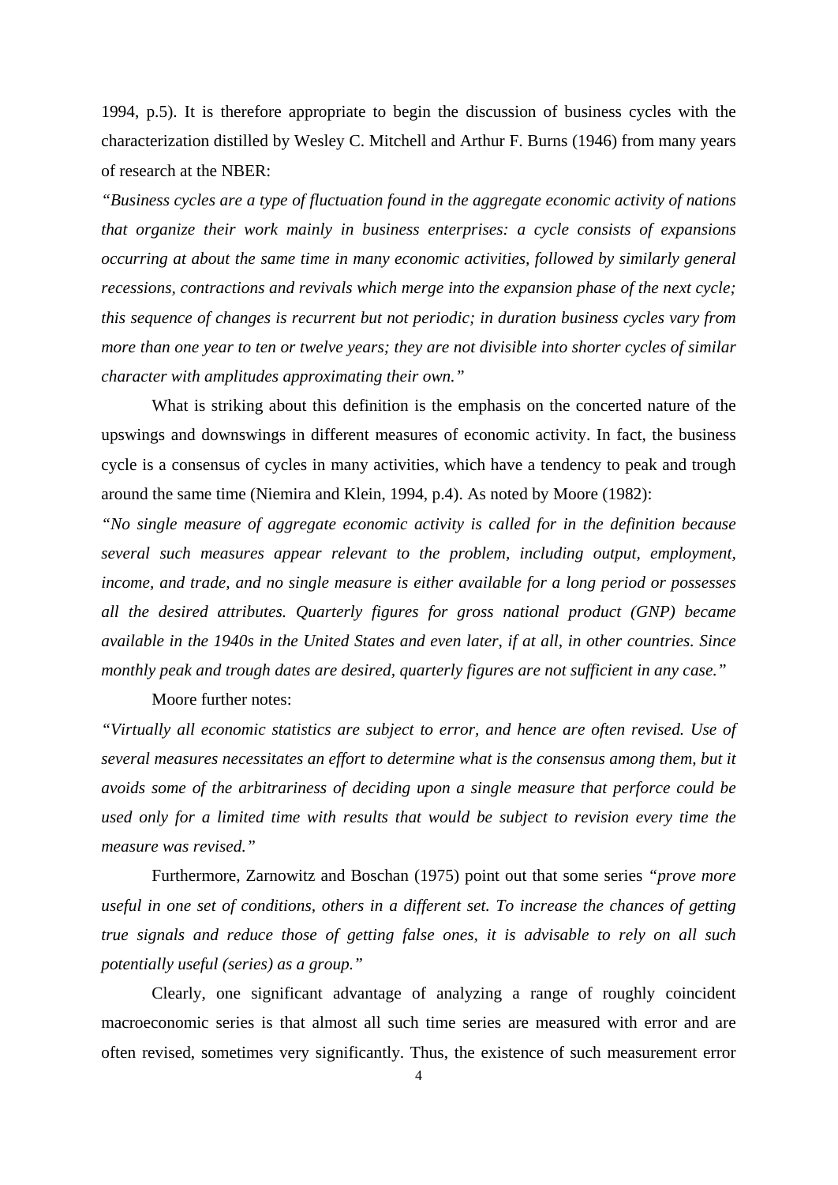1994, p.5). It is therefore appropriate to begin the discussion of business cycles with the characterization distilled by Wesley C. Mitchell and Arthur F. Burns (1946) from many years of research at the NBER:

*"Business cycles are a type of fluctuation found in the aggregate economic activity of nations that organize their work mainly in business enterprises: a cycle consists of expansions occurring at about the same time in many economic activities, followed by similarly general recessions, contractions and revivals which merge into the expansion phase of the next cycle; this sequence of changes is recurrent but not periodic; in duration business cycles vary from more than one year to ten or twelve years; they are not divisible into shorter cycles of similar character with amplitudes approximating their own."*

What is striking about this definition is the emphasis on the concerted nature of the upswings and downswings in different measures of economic activity. In fact, the business cycle is a consensus of cycles in many activities, which have a tendency to peak and trough around the same time (Niemira and Klein, 1994, p.4). As noted by Moore (1982):

*"No single measure of aggregate economic activity is called for in the definition because several such measures appear relevant to the problem, including output, employment, income, and trade, and no single measure is either available for a long period or possesses all the desired attributes. Quarterly figures for gross national product (GNP) became available in the 1940s in the United States and even later, if at all, in other countries. Since monthly peak and trough dates are desired, quarterly figures are not sufficient in any case."*

Moore further notes:

*"Virtually all economic statistics are subject to error, and hence are often revised. Use of several measures necessitates an effort to determine what is the consensus among them, but it avoids some of the arbitrariness of deciding upon a single measure that perforce could be used only for a limited time with results that would be subject to revision every time the measure was revised."*

Furthermore, Zarnowitz and Boschan (1975) point out that some series *"prove more useful in one set of conditions, others in a different set. To increase the chances of getting true signals and reduce those of getting false ones, it is advisable to rely on all such potentially useful (series) as a group."*

Clearly, one significant advantage of analyzing a range of roughly coincident macroeconomic series is that almost all such time series are measured with error and are often revised, sometimes very significantly. Thus, the existence of such measurement error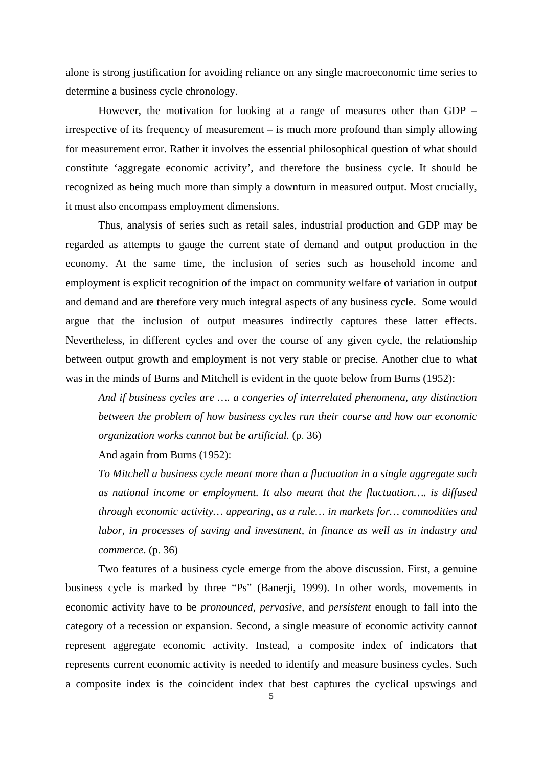alone is strong justification for avoiding reliance on any single macroeconomic time series to determine a business cycle chronology.

However, the motivation for looking at a range of measures other than GDP – irrespective of its frequency of measurement – is much more profound than simply allowing for measurement error. Rather it involves the essential philosophical question of what should constitute 'aggregate economic activity', and therefore the business cycle. It should be recognized as being much more than simply a downturn in measured output. Most crucially, it must also encompass employment dimensions.

Thus, analysis of series such as retail sales, industrial production and GDP may be regarded as attempts to gauge the current state of demand and output production in the economy. At the same time, the inclusion of series such as household income and employment is explicit recognition of the impact on community welfare of variation in output and demand and are therefore very much integral aspects of any business cycle. Some would argue that the inclusion of output measures indirectly captures these latter effects. Nevertheless, in different cycles and over the course of any given cycle, the relationship between output growth and employment is not very stable or precise. Another clue to what was in the minds of Burns and Mitchell is evident in the quote below from Burns (1952):

> *And if business cycles are …. a congeries of interrelated phenomena, any distinction between the problem of how business cycles run their course and how our economic organization works cannot but be artificial.* (p. 36)

And again from Burns (1952):

> *To Mitchell a business cycle meant more than a fluctuation in a single aggregate such as national income or employment. It also meant that the fluctuation…. is diffused through economic activity… appearing, as a rule… in markets for… commodities and labor, in processes of saving and investment, in finance as well as in industry and commerce*. (p. 36)

Two features of a business cycle emerge from the above discussion. First, a genuine business cycle is marked by three "Ps" (Banerji, 1999). In other words, movements in economic activity have to be *pronounced*, *pervasive,* and *persistent* enough to fall into the category of a recession or expansion. Second, a single measure of economic activity cannot represent aggregate economic activity. Instead, a composite index of indicators that represents current economic activity is needed to identify and measure business cycles. Such a composite index is the coincident index that best captures the cyclical upswings and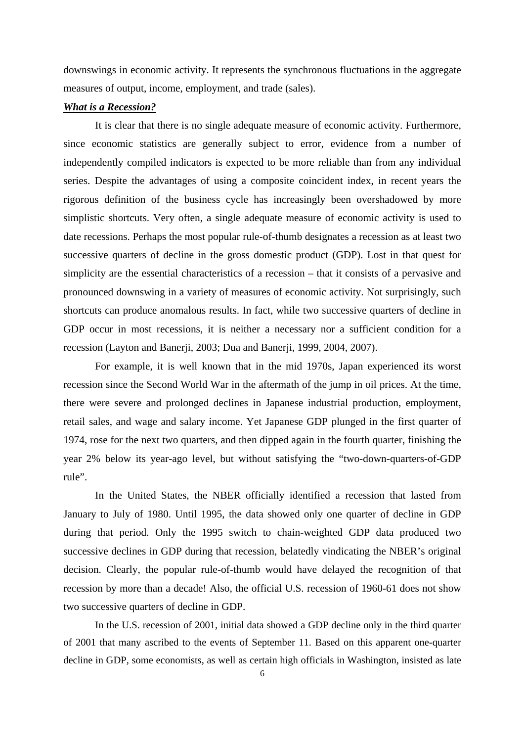downswings in economic activity. It represents the synchronous fluctuations in the aggregate measures of output, income, employment, and trade (sales).

***What is a Recession?***

It is clear that there is no single adequate measure of economic activity. Furthermore, since economic statistics are generally subject to error, evidence from a number of independently compiled indicators is expected to be more reliable than from any individual series. Despite the advantages of using a composite coincident index, in recent years the rigorous definition of the business cycle has increasingly been overshadowed by more simplistic shortcuts. Very often, a single adequate measure of economic activity is used to date recessions. Perhaps the most popular rule-of-thumb designates a recession as at least two successive quarters of decline in the gross domestic product (GDP). Lost in that quest for simplicity are the essential characteristics of a recession – that it consists of a pervasive and pronounced downswing in a variety of measures of economic activity. Not surprisingly, such shortcuts can produce anomalous results. In fact, while two successive quarters of decline in GDP occur in most recessions, it is neither a necessary nor a sufficient condition for a recession (Layton and Banerji, 2003; Dua and Banerji, 1999, 2004, 2007).

For example, it is well known that in the mid 1970s, Japan experienced its worst recession since the Second World War in the aftermath of the jump in oil prices. At the time, there were severe and prolonged declines in Japanese industrial production, employment, retail sales, and wage and salary income. Yet Japanese GDP plunged in the first quarter of 1974, rose for the next two quarters, and then dipped again in the fourth quarter, finishing the year 2% below its year-ago level, but without satisfying the "two-down-quarters-of-GDP rule".

In the United States, the NBER officially identified a recession that lasted from January to July of 1980. Until 1995, the data showed only one quarter of decline in GDP during that period. Only the 1995 switch to chain-weighted GDP data produced two successive declines in GDP during that recession, belatedly vindicating the NBER's original decision. Clearly, the popular rule-of-thumb would have delayed the recognition of that recession by more than a decade! Also, the official U.S. recession of 1960-61 does not show two successive quarters of decline in GDP.

In the U.S. recession of 2001, initial data showed a GDP decline only in the third quarter of 2001 that many ascribed to the events of September 11. Based on this apparent one-quarter decline in GDP, some economists, as well as certain high officials in Washington, insisted as late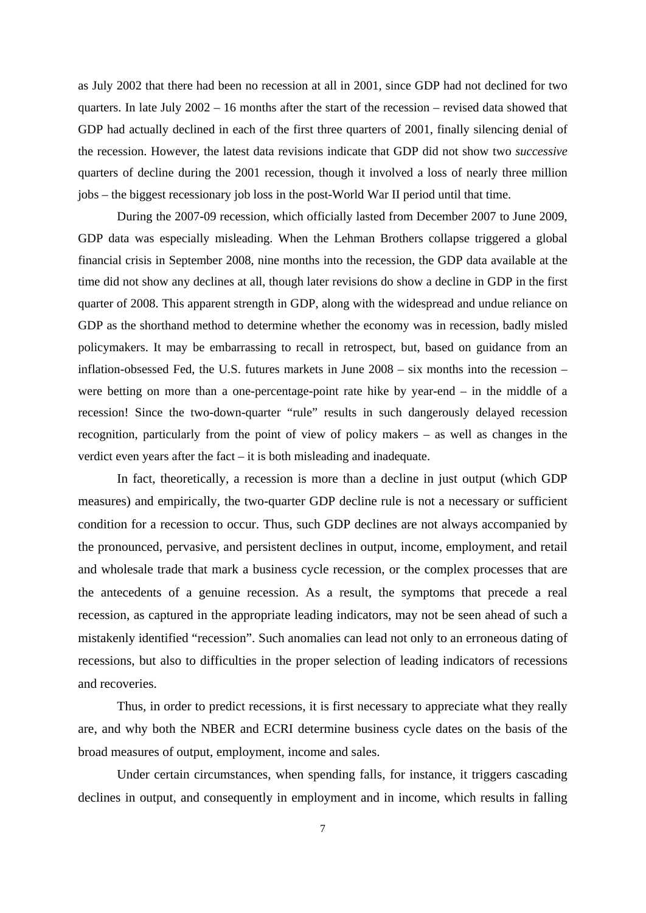as July 2002 that there had been no recession at all in 2001, since GDP had not declined for two quarters. In late July 2002 – 16 months after the start of the recession – revised data showed that GDP had actually declined in each of the first three quarters of 2001, finally silencing denial of the recession. However, the latest data revisions indicate that GDP did not show two *successive* quarters of decline during the 2001 recession, though it involved a loss of nearly three million jobs – the biggest recessionary job loss in the post-World War II period until that time.

During the 2007-09 recession, which officially lasted from December 2007 to June 2009, GDP data was especially misleading. When the Lehman Brothers collapse triggered a global financial crisis in September 2008, nine months into the recession, the GDP data available at the time did not show any declines at all, though later revisions do show a decline in GDP in the first quarter of 2008. This apparent strength in GDP, along with the widespread and undue reliance on GDP as the shorthand method to determine whether the economy was in recession, badly misled policymakers. It may be embarrassing to recall in retrospect, but, based on guidance from an inflation-obsessed Fed, the U.S. futures markets in June 2008 – six months into the recession – were betting on more than a one-percentage-point rate hike by year-end – in the middle of a recession! Since the two-down-quarter "rule" results in such dangerously delayed recession recognition, particularly from the point of view of policy makers – as well as changes in the verdict even years after the fact – it is both misleading and inadequate.

In fact, theoretically, a recession is more than a decline in just output (which GDP measures) and empirically, the two-quarter GDP decline rule is not a necessary or sufficient condition for a recession to occur. Thus, such GDP declines are not always accompanied by the pronounced, pervasive, and persistent declines in output, income, employment, and retail and wholesale trade that mark a business cycle recession, or the complex processes that are the antecedents of a genuine recession. As a result, the symptoms that precede a real recession, as captured in the appropriate leading indicators, may not be seen ahead of such a mistakenly identified "recession". Such anomalies can lead not only to an erroneous dating of recessions, but also to difficulties in the proper selection of leading indicators of recessions and recoveries.

Thus, in order to predict recessions, it is first necessary to appreciate what they really are, and why both the NBER and ECRI determine business cycle dates on the basis of the broad measures of output, employment, income and sales.

Under certain circumstances, when spending falls, for instance, it triggers cascading declines in output, and consequently in employment and in income, which results in falling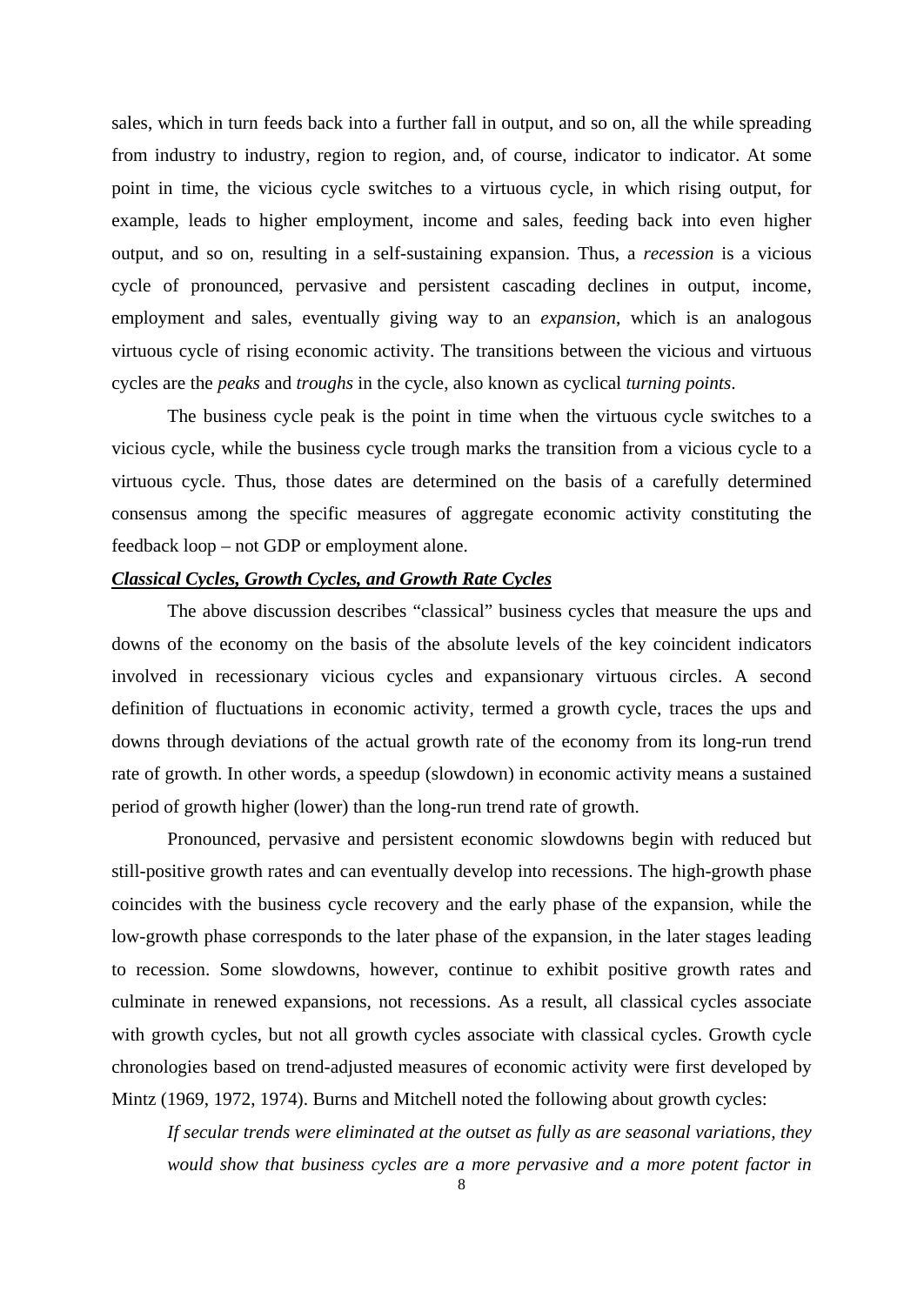sales, which in turn feeds back into a further fall in output, and so on, all the while spreading from industry to industry, region to region, and, of course, indicator to indicator. At some point in time, the vicious cycle switches to a virtuous cycle, in which rising output, for example, leads to higher employment, income and sales, feeding back into even higher output, and so on, resulting in a self-sustaining expansion. Thus, a *recession* is a vicious cycle of pronounced, pervasive and persistent cascading declines in output, income, employment and sales, eventually giving way to an *expansion*, which is an analogous virtuous cycle of rising economic activity. The transitions between the vicious and virtuous cycles are the *peaks* and *troughs* in the cycle, also known as cyclical *turning points*.

The business cycle peak is the point in time when the virtuous cycle switches to a vicious cycle, while the business cycle trough marks the transition from a vicious cycle to a virtuous cycle. Thus, those dates are determined on the basis of a carefully determined consensus among the specific measures of aggregate economic activity constituting the feedback loop – not GDP or employment alone.

***Classical Cycles, Growth Cycles, and Growth Rate Cycles***

The above discussion describes "classical" business cycles that measure the ups and downs of the economy on the basis of the absolute levels of the key coincident indicators involved in recessionary vicious cycles and expansionary virtuous circles. A second definition of fluctuations in economic activity, termed a growth cycle, traces the ups and downs through deviations of the actual growth rate of the economy from its long-run trend rate of growth. In other words, a speedup (slowdown) in economic activity means a sustained period of growth higher (lower) than the long-run trend rate of growth.

Pronounced, pervasive and persistent economic slowdowns begin with reduced but still-positive growth rates and can eventually develop into recessions. The high-growth phase coincides with the business cycle recovery and the early phase of the expansion, while the low-growth phase corresponds to the later phase of the expansion, in the later stages leading to recession. Some slowdowns, however, continue to exhibit positive growth rates and culminate in renewed expansions, not recessions. As a result, all classical cycles associate with growth cycles, but not all growth cycles associate with classical cycles. Growth cycle chronologies based on trend-adjusted measures of economic activity were first developed by Mintz (1969, 1972, 1974). Burns and Mitchell noted the following about growth cycles:

> *If secular trends were eliminated at the outset as fully as are seasonal variations, they would show that business cycles are a more pervasive and a more potent factor in*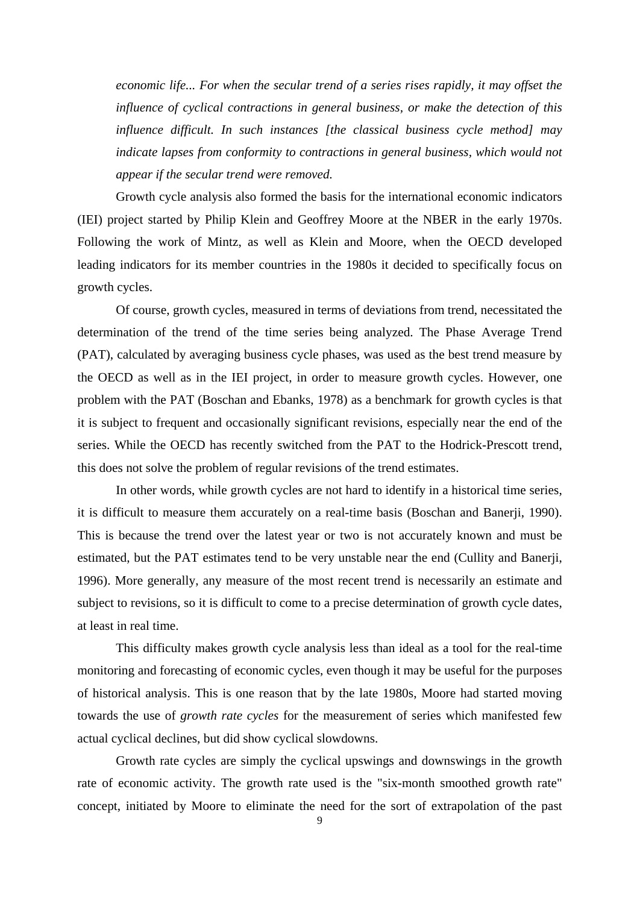*economic life... For when the secular trend of a series rises rapidly, it may offset the influence of cyclical contractions in general business, or make the detection of this influence difficult. In such instances [the classical business cycle method] may indicate lapses from conformity to contractions in general business, which would not appear if the secular trend were removed.*

Growth cycle analysis also formed the basis for the international economic indicators (IEI) project started by Philip Klein and Geoffrey Moore at the NBER in the early 1970s. Following the work of Mintz, as well as Klein and Moore, when the OECD developed leading indicators for its member countries in the 1980s it decided to specifically focus on growth cycles.

Of course, growth cycles, measured in terms of deviations from trend, necessitated the determination of the trend of the time series being analyzed. The Phase Average Trend (PAT), calculated by averaging business cycle phases, was used as the best trend measure by the OECD as well as in the IEI project, in order to measure growth cycles. However, one problem with the PAT (Boschan and Ebanks, 1978) as a benchmark for growth cycles is that it is subject to frequent and occasionally significant revisions, especially near the end of the series. While the OECD has recently switched from the PAT to the Hodrick-Prescott trend, this does not solve the problem of regular revisions of the trend estimates.

In other words, while growth cycles are not hard to identify in a historical time series, it is difficult to measure them accurately on a real-time basis (Boschan and Banerji, 1990). This is because the trend over the latest year or two is not accurately known and must be estimated, but the PAT estimates tend to be very unstable near the end (Cullity and Banerji, 1996). More generally, any measure of the most recent trend is necessarily an estimate and subject to revisions, so it is difficult to come to a precise determination of growth cycle dates, at least in real time.

This difficulty makes growth cycle analysis less than ideal as a tool for the real-time monitoring and forecasting of economic cycles, even though it may be useful for the purposes of historical analysis. This is one reason that by the late 1980s, Moore had started moving towards the use of *growth rate cycles* for the measurement of series which manifested few actual cyclical declines, but did show cyclical slowdowns.

Growth rate cycles are simply the cyclical upswings and downswings in the growth rate of economic activity. The growth rate used is the "six-month smoothed growth rate" concept, initiated by Moore to eliminate the need for the sort of extrapolation of the past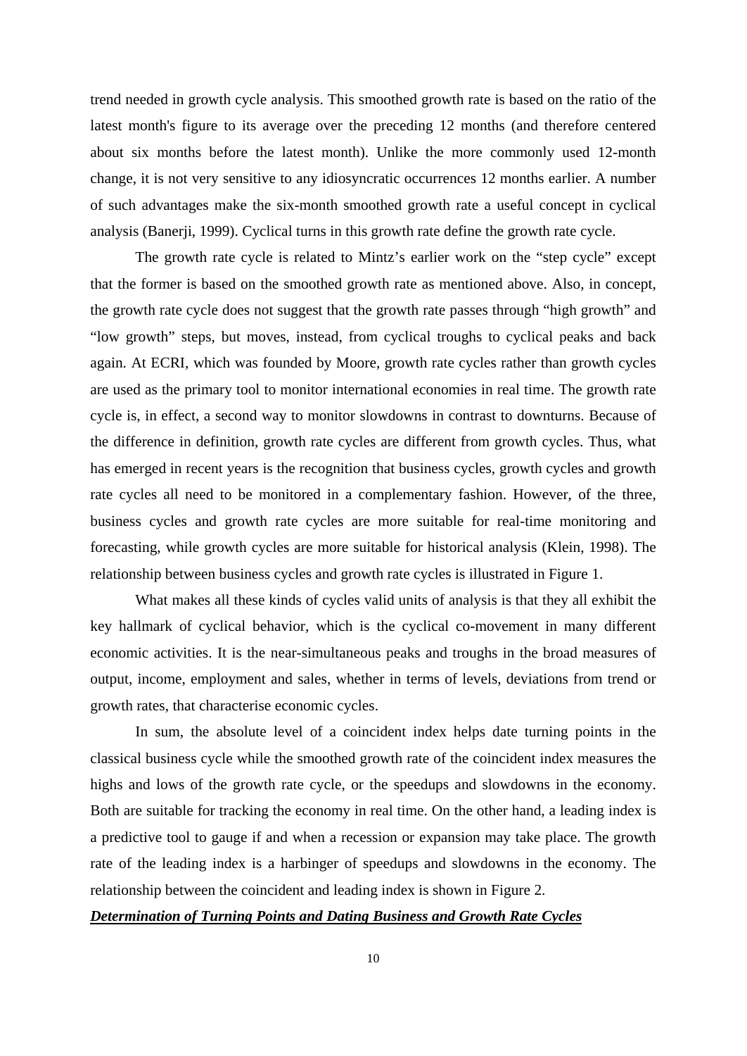trend needed in growth cycle analysis. This smoothed growth rate is based on the ratio of the latest month's figure to its average over the preceding 12 months (and therefore centered about six months before the latest month). Unlike the more commonly used 12-month change, it is not very sensitive to any idiosyncratic occurrences 12 months earlier. A number of such advantages make the six-month smoothed growth rate a useful concept in cyclical analysis (Banerji, 1999). Cyclical turns in this growth rate define the growth rate cycle.

The growth rate cycle is related to Mintz's earlier work on the "step cycle" except that the former is based on the smoothed growth rate as mentioned above. Also, in concept, the growth rate cycle does not suggest that the growth rate passes through "high growth" and "low growth" steps, but moves, instead, from cyclical troughs to cyclical peaks and back again. At ECRI, which was founded by Moore, growth rate cycles rather than growth cycles are used as the primary tool to monitor international economies in real time. The growth rate cycle is, in effect, a second way to monitor slowdowns in contrast to downturns. Because of the difference in definition, growth rate cycles are different from growth cycles. Thus, what has emerged in recent years is the recognition that business cycles, growth cycles and growth rate cycles all need to be monitored in a complementary fashion. However, of the three, business cycles and growth rate cycles are more suitable for real-time monitoring and forecasting, while growth cycles are more suitable for historical analysis (Klein, 1998). The relationship between business cycles and growth rate cycles is illustrated in Figure 1.

What makes all these kinds of cycles valid units of analysis is that they all exhibit the key hallmark of cyclical behavior, which is the cyclical co-movement in many different economic activities. It is the near-simultaneous peaks and troughs in the broad measures of output, income, employment and sales, whether in terms of levels, deviations from trend or growth rates, that characterise economic cycles.

In sum, the absolute level of a coincident index helps date turning points in the classical business cycle while the smoothed growth rate of the coincident index measures the highs and lows of the growth rate cycle, or the speedups and slowdowns in the economy. Both are suitable for tracking the economy in real time. On the other hand, a leading index is a predictive tool to gauge if and when a recession or expansion may take place. The growth rate of the leading index is a harbinger of speedups and slowdowns in the economy. The relationship between the coincident and leading index is shown in Figure 2.

***Determination of Turning Points and Dating Business and Growth Rate Cycles***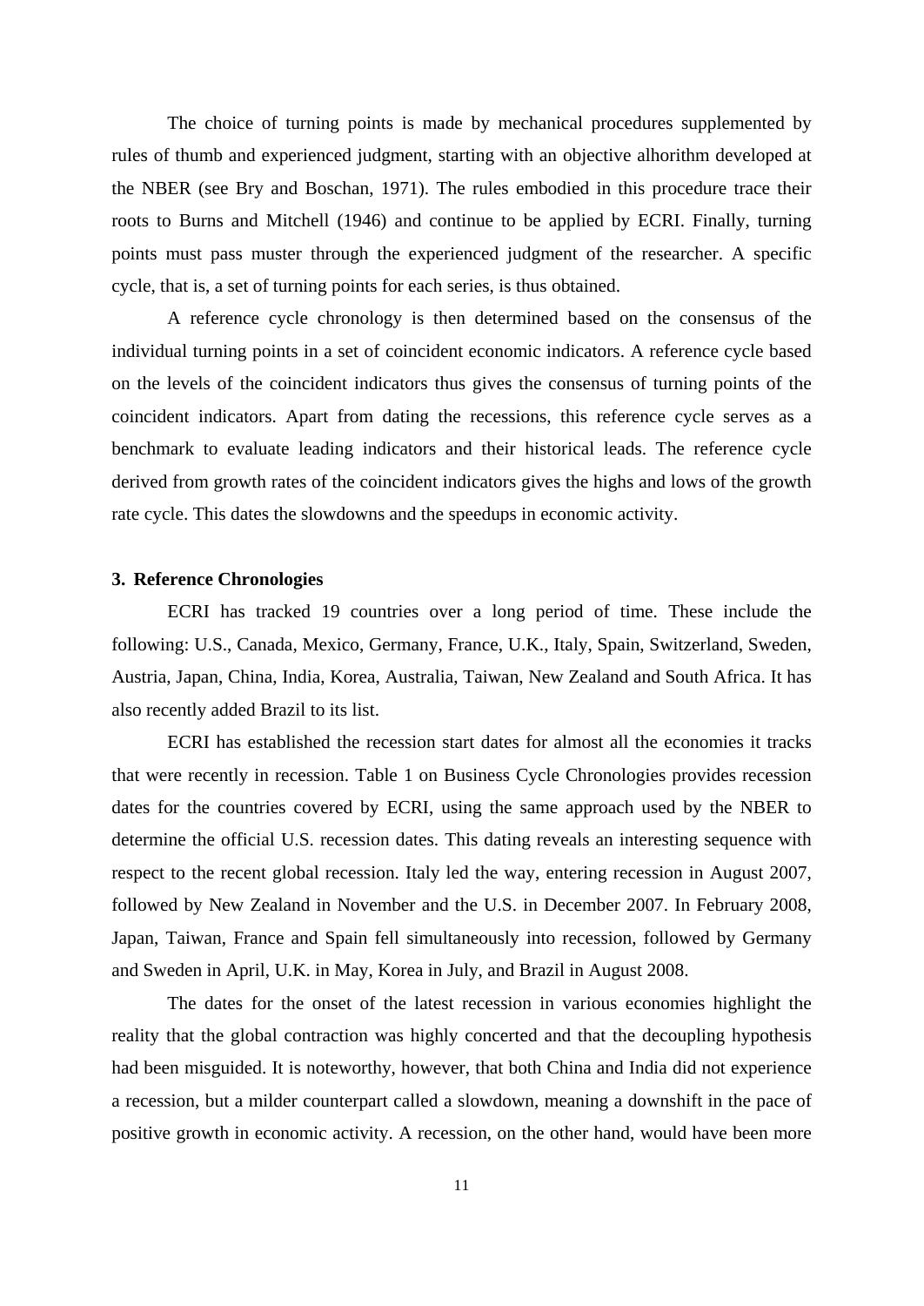The choice of turning points is made by mechanical procedures supplemented by rules of thumb and experienced judgment, starting with an objective alhorithm developed at the NBER (see Bry and Boschan, 1971). The rules embodied in this procedure trace their roots to Burns and Mitchell (1946) and continue to be applied by ECRI. Finally, turning points must pass muster through the experienced judgment of the researcher. A specific cycle, that is, a set of turning points for each series, is thus obtained.

A reference cycle chronology is then determined based on the consensus of the individual turning points in a set of coincident economic indicators. A reference cycle based on the levels of the coincident indicators thus gives the consensus of turning points of the coincident indicators. Apart from dating the recessions, this reference cycle serves as a benchmark to evaluate leading indicators and their historical leads. The reference cycle derived from growth rates of the coincident indicators gives the highs and lows of the growth rate cycle. This dates the slowdowns and the speedups in economic activity.

## 3. Reference Chronologies

ECRI has tracked 19 countries over a long period of time. These include the following: U.S., Canada, Mexico, Germany, France, U.K., Italy, Spain, Switzerland, Sweden, Austria, Japan, China, India, Korea, Australia, Taiwan, New Zealand and South Africa. It has also recently added Brazil to its list.

ECRI has established the recession start dates for almost all the economies it tracks that were recently in recession. Table 1 on Business Cycle Chronologies provides recession dates for the countries covered by ECRI, using the same approach used by the NBER to determine the official U.S. recession dates. This dating reveals an interesting sequence with respect to the recent global recession. Italy led the way, entering recession in August 2007, followed by New Zealand in November and the U.S. in December 2007. In February 2008, Japan, Taiwan, France and Spain fell simultaneously into recession, followed by Germany and Sweden in April, U.K. in May, Korea in July, and Brazil in August 2008.

The dates for the onset of the latest recession in various economies highlight the reality that the global contraction was highly concerted and that the decoupling hypothesis had been misguided. It is noteworthy, however, that both China and India did not experience a recession, but a milder counterpart called a slowdown, meaning a downshift in the pace of positive growth in economic activity. A recession, on the other hand, would have been more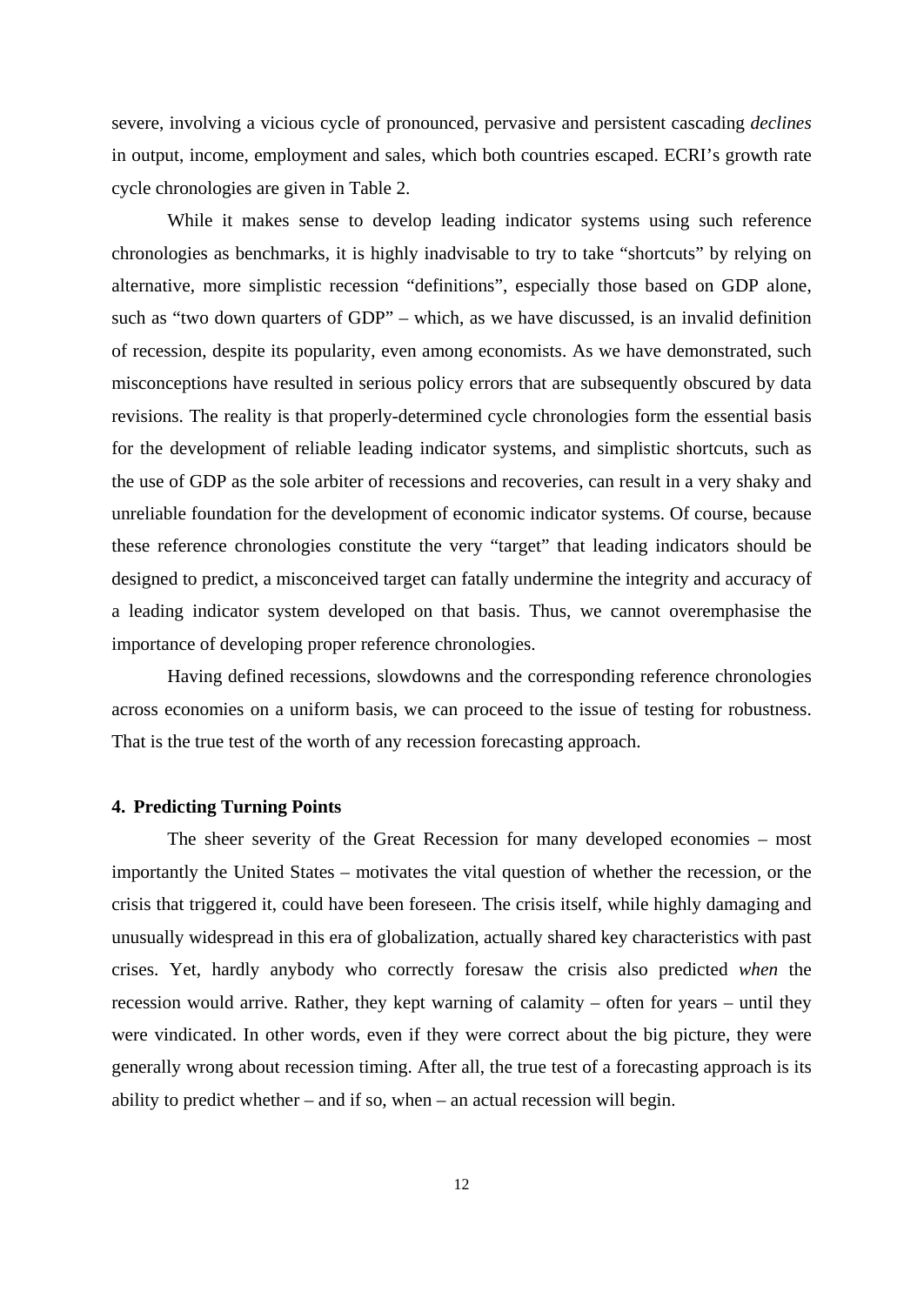severe, involving a vicious cycle of pronounced, pervasive and persistent cascading *declines* in output, income, employment and sales, which both countries escaped. ECRI's growth rate cycle chronologies are given in Table 2.

While it makes sense to develop leading indicator systems using such reference chronologies as benchmarks, it is highly inadvisable to try to take "shortcuts" by relying on alternative, more simplistic recession "definitions", especially those based on GDP alone, such as "two down quarters of GDP" – which, as we have discussed, is an invalid definition of recession, despite its popularity, even among economists. As we have demonstrated, such misconceptions have resulted in serious policy errors that are subsequently obscured by data revisions. The reality is that properly-determined cycle chronologies form the essential basis for the development of reliable leading indicator systems, and simplistic shortcuts, such as the use of GDP as the sole arbiter of recessions and recoveries, can result in a very shaky and unreliable foundation for the development of economic indicator systems. Of course, because these reference chronologies constitute the very "target" that leading indicators should be designed to predict, a misconceived target can fatally undermine the integrity and accuracy of a leading indicator system developed on that basis. Thus, we cannot overemphasise the importance of developing proper reference chronologies.

Having defined recessions, slowdowns and the corresponding reference chronologies across economies on a uniform basis, we can proceed to the issue of testing for robustness. That is the true test of the worth of any recession forecasting approach.

## 4. Predicting Turning Points

The sheer severity of the Great Recession for many developed economies – most importantly the United States – motivates the vital question of whether the recession, or the crisis that triggered it, could have been foreseen. The crisis itself, while highly damaging and unusually widespread in this era of globalization, actually shared key characteristics with past crises. Yet, hardly anybody who correctly foresaw the crisis also predicted *when* the recession would arrive. Rather, they kept warning of calamity – often for years – until they were vindicated. In other words, even if they were correct about the big picture, they were generally wrong about recession timing. After all, the true test of a forecasting approach is its ability to predict whether – and if so, when – an actual recession will begin.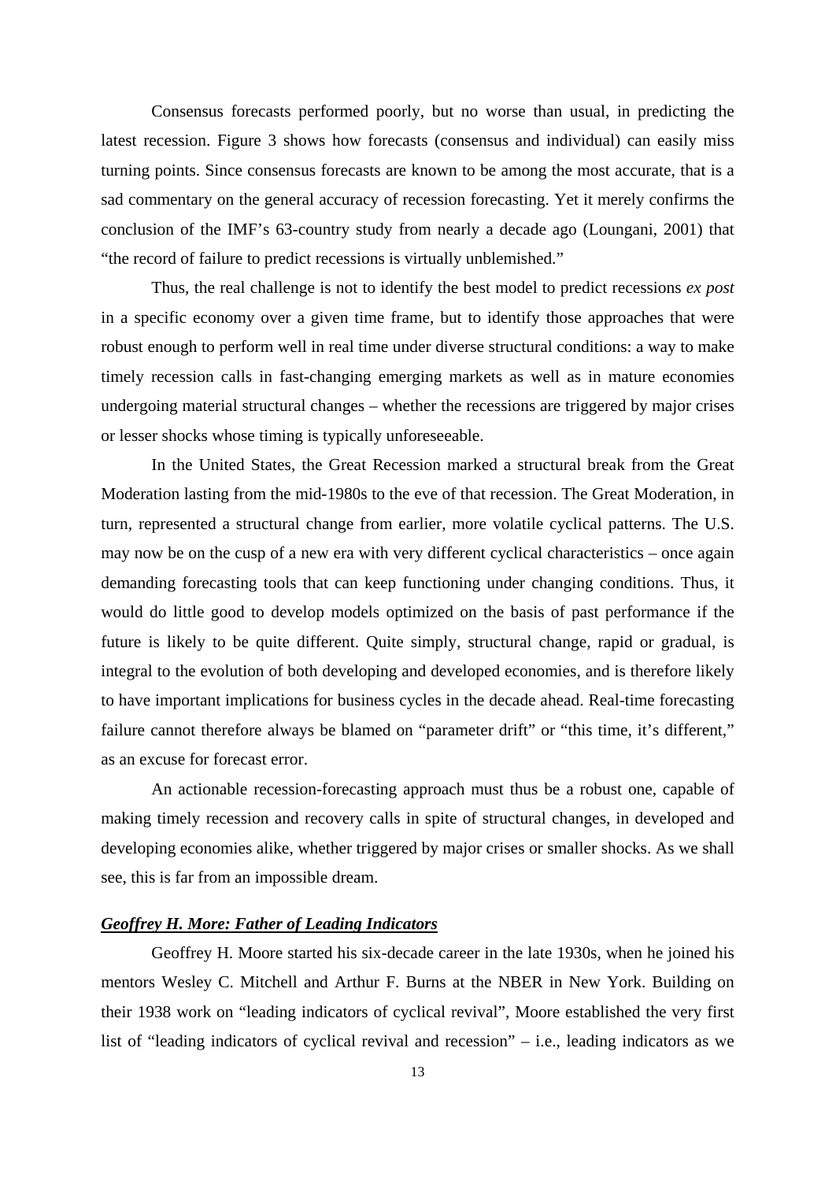Consensus forecasts performed poorly, but no worse than usual, in predicting the latest recession. Figure 3 shows how forecasts (consensus and individual) can easily miss turning points. Since consensus forecasts are known to be among the most accurate, that is a sad commentary on the general accuracy of recession forecasting. Yet it merely confirms the conclusion of the IMF's 63-country study from nearly a decade ago (Loungani, 2001) that "the record of failure to predict recessions is virtually unblemished."

Thus, the real challenge is not to identify the best model to predict recessions *ex post* in a specific economy over a given time frame, but to identify those approaches that were robust enough to perform well in real time under diverse structural conditions: a way to make timely recession calls in fast-changing emerging markets as well as in mature economies undergoing material structural changes – whether the recessions are triggered by major crises or lesser shocks whose timing is typically unforeseeable.

In the United States, the Great Recession marked a structural break from the Great Moderation lasting from the mid-1980s to the eve of that recession. The Great Moderation, in turn, represented a structural change from earlier, more volatile cyclical patterns. The U.S. may now be on the cusp of a new era with very different cyclical characteristics – once again demanding forecasting tools that can keep functioning under changing conditions. Thus, it would do little good to develop models optimized on the basis of past performance if the future is likely to be quite different. Quite simply, structural change, rapid or gradual, is integral to the evolution of both developing and developed economies, and is therefore likely to have important implications for business cycles in the decade ahead. Real-time forecasting failure cannot therefore always be blamed on "parameter drift" or "this time, it's different," as an excuse for forecast error.

An actionable recession-forecasting approach must thus be a robust one, capable of making timely recession and recovery calls in spite of structural changes, in developed and developing economies alike, whether triggered by major crises or smaller shocks. As we shall see, this is far from an impossible dream.

### ***Geoffrey H. More: Father of Leading Indicators***

Geoffrey H. Moore started his six-decade career in the late 1930s, when he joined his mentors Wesley C. Mitchell and Arthur F. Burns at the NBER in New York. Building on their 1938 work on "leading indicators of cyclical revival", Moore established the very first list of "leading indicators of cyclical revival and recession" – i.e., leading indicators as we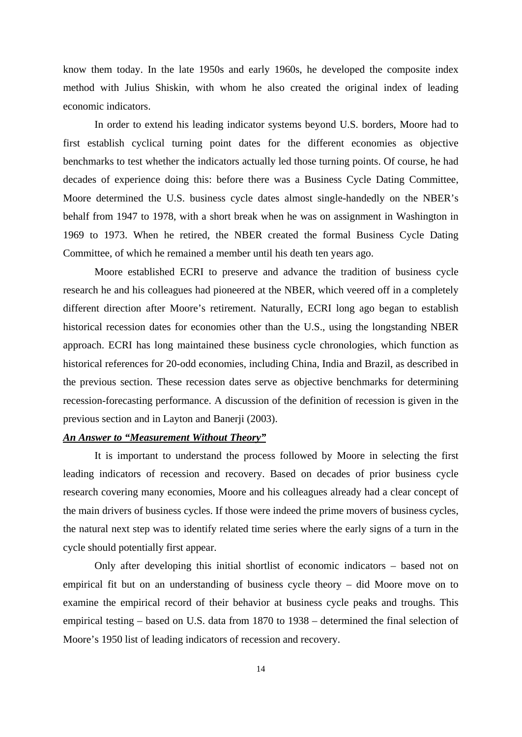know them today. In the late 1950s and early 1960s, he developed the composite index method with Julius Shiskin, with whom he also created the original index of leading economic indicators.

In order to extend his leading indicator systems beyond U.S. borders, Moore had to first establish cyclical turning point dates for the different economies as objective benchmarks to test whether the indicators actually led those turning points. Of course, he had decades of experience doing this: before there was a Business Cycle Dating Committee, Moore determined the U.S. business cycle dates almost single-handedly on the NBER's behalf from 1947 to 1978, with a short break when he was on assignment in Washington in 1969 to 1973. When he retired, the NBER created the formal Business Cycle Dating Committee, of which he remained a member until his death ten years ago.

Moore established ECRI to preserve and advance the tradition of business cycle research he and his colleagues had pioneered at the NBER, which veered off in a completely different direction after Moore's retirement. Naturally, ECRI long ago began to establish historical recession dates for economies other than the U.S., using the longstanding NBER approach. ECRI has long maintained these business cycle chronologies, which function as historical references for 20-odd economies, including China, India and Brazil, as described in the previous section. These recession dates serve as objective benchmarks for determining recession-forecasting performance. A discussion of the definition of recession is given in the previous section and in Layton and Banerji (2003).

***An Answer to "Measurement Without Theory"***

It is important to understand the process followed by Moore in selecting the first leading indicators of recession and recovery. Based on decades of prior business cycle research covering many economies, Moore and his colleagues already had a clear concept of the main drivers of business cycles. If those were indeed the prime movers of business cycles, the natural next step was to identify related time series where the early signs of a turn in the cycle should potentially first appear.

Only after developing this initial shortlist of economic indicators – based not on empirical fit but on an understanding of business cycle theory – did Moore move on to examine the empirical record of their behavior at business cycle peaks and troughs. This empirical testing – based on U.S. data from 1870 to 1938 – determined the final selection of Moore's 1950 list of leading indicators of recession and recovery.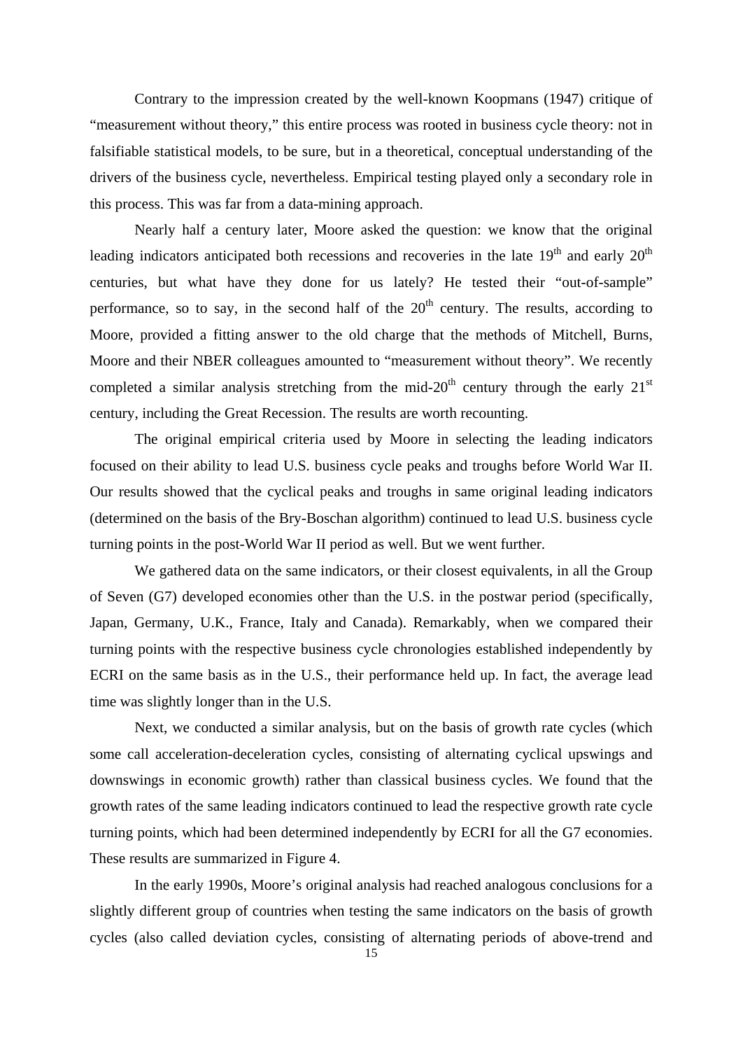Contrary to the impression created by the well-known Koopmans (1947) critique of "measurement without theory," this entire process was rooted in business cycle theory: not in falsifiable statistical models, to be sure, but in a theoretical, conceptual understanding of the drivers of the business cycle, nevertheless. Empirical testing played only a secondary role in this process. This was far from a data-mining approach.

Nearly half a century later, Moore asked the question: we know that the original leading indicators anticipated both recessions and recoveries in the late 19th and early 20th centuries, but what have they done for us lately? He tested their "out-of-sample" performance, so to say, in the second half of the 20th century. The results, according to Moore, provided a fitting answer to the old charge that the methods of Mitchell, Burns, Moore and their NBER colleagues amounted to "measurement without theory". We recently completed a similar analysis stretching from the mid-20th century through the early 21st century, including the Great Recession. The results are worth recounting.

The original empirical criteria used by Moore in selecting the leading indicators focused on their ability to lead U.S. business cycle peaks and troughs before World War II. Our results showed that the cyclical peaks and troughs in same original leading indicators (determined on the basis of the Bry-Boschan algorithm) continued to lead U.S. business cycle turning points in the post-World War II period as well. But we went further.

We gathered data on the same indicators, or their closest equivalents, in all the Group of Seven (G7) developed economies other than the U.S. in the postwar period (specifically, Japan, Germany, U.K., France, Italy and Canada). Remarkably, when we compared their turning points with the respective business cycle chronologies established independently by ECRI on the same basis as in the U.S., their performance held up. In fact, the average lead time was slightly longer than in the U.S.

Next, we conducted a similar analysis, but on the basis of growth rate cycles (which some call acceleration-deceleration cycles, consisting of alternating cyclical upswings and downswings in economic growth) rather than classical business cycles. We found that the growth rates of the same leading indicators continued to lead the respective growth rate cycle turning points, which had been determined independently by ECRI for all the G7 economies. These results are summarized in Figure 4.

In the early 1990s, Moore's original analysis had reached analogous conclusions for a slightly different group of countries when testing the same indicators on the basis of growth cycles (also called deviation cycles, consisting of alternating periods of above-trend and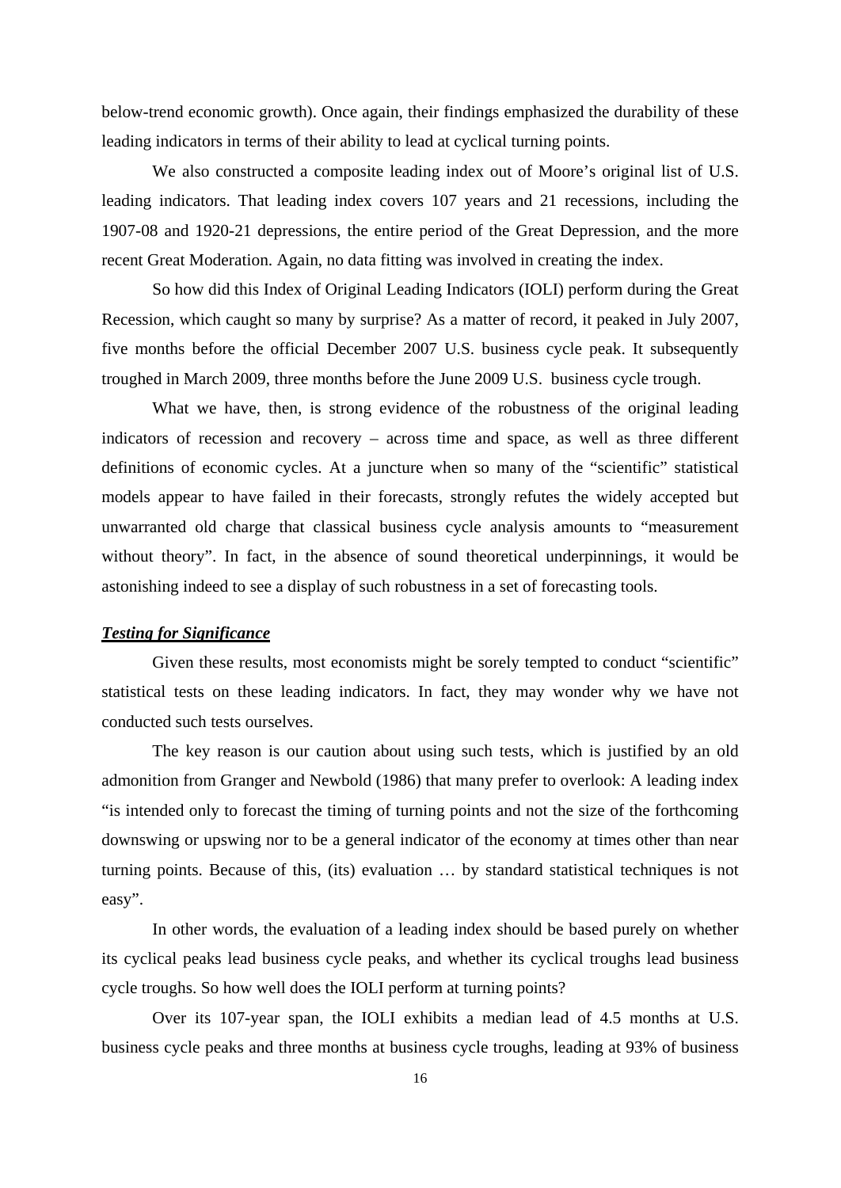below-trend economic growth). Once again, their findings emphasized the durability of these leading indicators in terms of their ability to lead at cyclical turning points.

We also constructed a composite leading index out of Moore's original list of U.S. leading indicators. That leading index covers 107 years and 21 recessions, including the 1907-08 and 1920-21 depressions, the entire period of the Great Depression, and the more recent Great Moderation. Again, no data fitting was involved in creating the index.

So how did this Index of Original Leading Indicators (IOLI) perform during the Great Recession, which caught so many by surprise? As a matter of record, it peaked in July 2007, five months before the official December 2007 U.S. business cycle peak. It subsequently troughed in March 2009, three months before the June 2009 U.S. business cycle trough.

What we have, then, is strong evidence of the robustness of the original leading indicators of recession and recovery – across time and space, as well as three different definitions of economic cycles. At a juncture when so many of the "scientific" statistical models appear to have failed in their forecasts, strongly refutes the widely accepted but unwarranted old charge that classical business cycle analysis amounts to "measurement without theory". In fact, in the absence of sound theoretical underpinnings, it would be astonishing indeed to see a display of such robustness in a set of forecasting tools.

## ***Testing for Significance***

Given these results, most economists might be sorely tempted to conduct "scientific" statistical tests on these leading indicators. In fact, they may wonder why we have not conducted such tests ourselves.

The key reason is our caution about using such tests, which is justified by an old admonition from Granger and Newbold (1986) that many prefer to overlook: A leading index "is intended only to forecast the timing of turning points and not the size of the forthcoming downswing or upswing nor to be a general indicator of the economy at times other than near turning points. Because of this, (its) evaluation … by standard statistical techniques is not easy".

In other words, the evaluation of a leading index should be based purely on whether its cyclical peaks lead business cycle peaks, and whether its cyclical troughs lead business cycle troughs. So how well does the IOLI perform at turning points?

Over its 107-year span, the IOLI exhibits a median lead of 4.5 months at U.S. business cycle peaks and three months at business cycle troughs, leading at 93% of business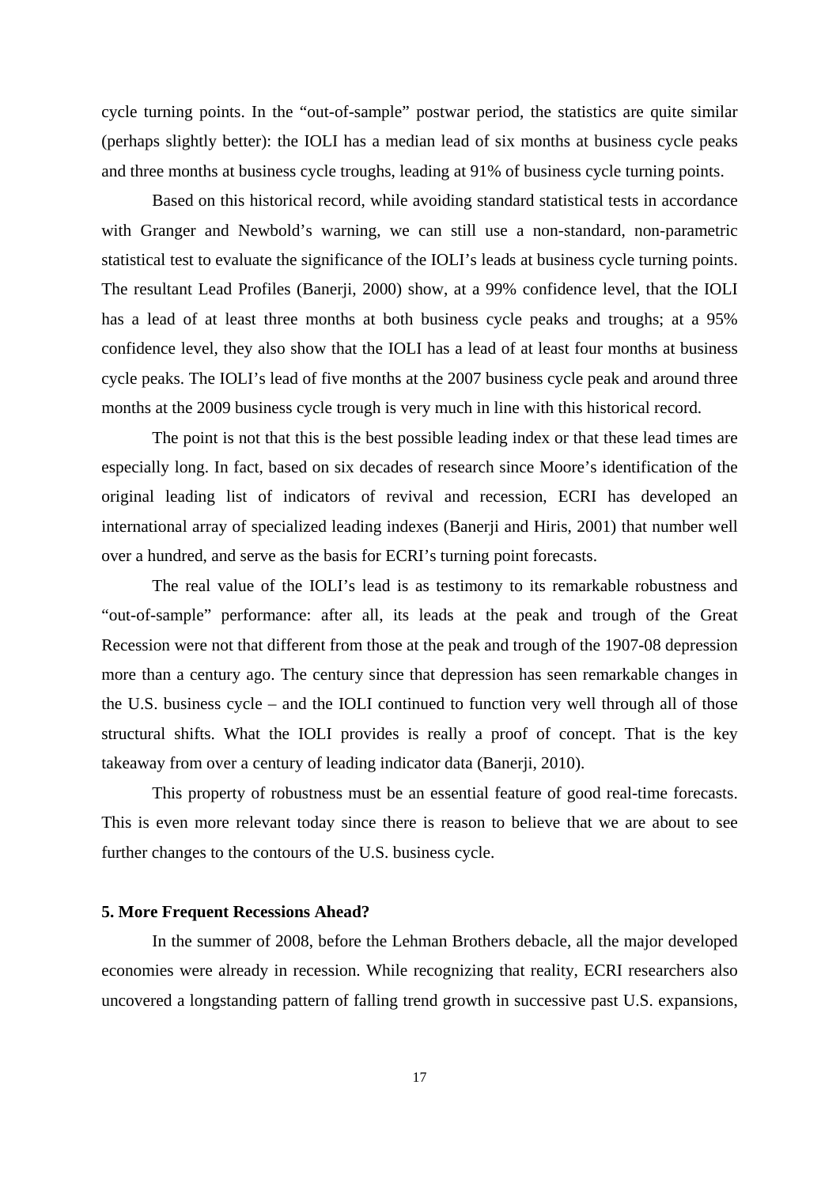cycle turning points. In the "out-of-sample" postwar period, the statistics are quite similar (perhaps slightly better): the IOLI has a median lead of six months at business cycle peaks and three months at business cycle troughs, leading at 91% of business cycle turning points.

Based on this historical record, while avoiding standard statistical tests in accordance with Granger and Newbold's warning, we can still use a non-standard, non-parametric statistical test to evaluate the significance of the IOLI's leads at business cycle turning points. The resultant Lead Profiles (Banerji, 2000) show, at a 99% confidence level, that the IOLI has a lead of at least three months at both business cycle peaks and troughs; at a 95% confidence level, they also show that the IOLI has a lead of at least four months at business cycle peaks. The IOLI's lead of five months at the 2007 business cycle peak and around three months at the 2009 business cycle trough is very much in line with this historical record.

The point is not that this is the best possible leading index or that these lead times are especially long. In fact, based on six decades of research since Moore's identification of the original leading list of indicators of revival and recession, ECRI has developed an international array of specialized leading indexes (Banerji and Hiris, 2001) that number well over a hundred, and serve as the basis for ECRI's turning point forecasts.

The real value of the IOLI's lead is as testimony to its remarkable robustness and "out-of-sample" performance: after all, its leads at the peak and trough of the Great Recession were not that different from those at the peak and trough of the 1907-08 depression more than a century ago. The century since that depression has seen remarkable changes in the U.S. business cycle – and the IOLI continued to function very well through all of those structural shifts. What the IOLI provides is really a proof of concept. That is the key takeaway from over a century of leading indicator data (Banerji, 2010).

This property of robustness must be an essential feature of good real-time forecasts. This is even more relevant today since there is reason to believe that we are about to see further changes to the contours of the U.S. business cycle.

## 5. More Frequent Recessions Ahead?

In the summer of 2008, before the Lehman Brothers debacle, all the major developed economies were already in recession. While recognizing that reality, ECRI researchers also uncovered a longstanding pattern of falling trend growth in successive past U.S. expansions,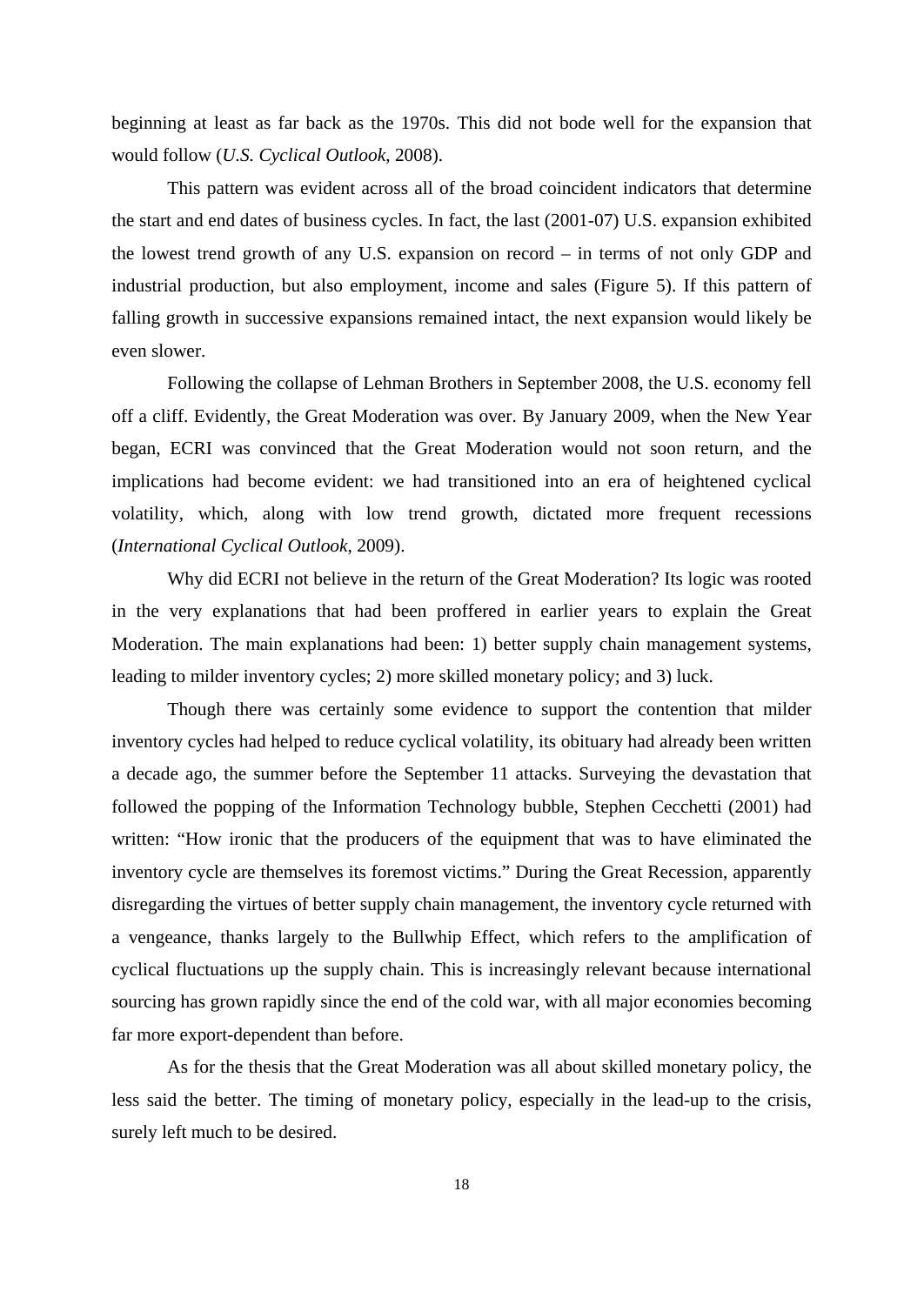beginning at least as far back as the 1970s. This did not bode well for the expansion that would follow (*U.S. Cyclical Outlook*, 2008).

This pattern was evident across all of the broad coincident indicators that determine the start and end dates of business cycles. In fact, the last (2001-07) U.S. expansion exhibited the lowest trend growth of any U.S. expansion on record – in terms of not only GDP and industrial production, but also employment, income and sales (Figure 5). If this pattern of falling growth in successive expansions remained intact, the next expansion would likely be even slower.

Following the collapse of Lehman Brothers in September 2008, the U.S. economy fell off a cliff. Evidently, the Great Moderation was over. By January 2009, when the New Year began, ECRI was convinced that the Great Moderation would not soon return, and the implications had become evident: we had transitioned into an era of heightened cyclical volatility, which, along with low trend growth, dictated more frequent recessions (*International Cyclical Outlook*, 2009).

Why did ECRI not believe in the return of the Great Moderation? Its logic was rooted in the very explanations that had been proffered in earlier years to explain the Great Moderation. The main explanations had been: 1) better supply chain management systems, leading to milder inventory cycles; 2) more skilled monetary policy; and 3) luck.

Though there was certainly some evidence to support the contention that milder inventory cycles had helped to reduce cyclical volatility, its obituary had already been written a decade ago, the summer before the September 11 attacks. Surveying the devastation that followed the popping of the Information Technology bubble, Stephen Cecchetti (2001) had written: "How ironic that the producers of the equipment that was to have eliminated the inventory cycle are themselves its foremost victims." During the Great Recession, apparently disregarding the virtues of better supply chain management, the inventory cycle returned with a vengeance, thanks largely to the Bullwhip Effect, which refers to the amplification of cyclical fluctuations up the supply chain. This is increasingly relevant because international sourcing has grown rapidly since the end of the cold war, with all major economies becoming far more export-dependent than before.

As for the thesis that the Great Moderation was all about skilled monetary policy, the less said the better. The timing of monetary policy, especially in the lead-up to the crisis, surely left much to be desired.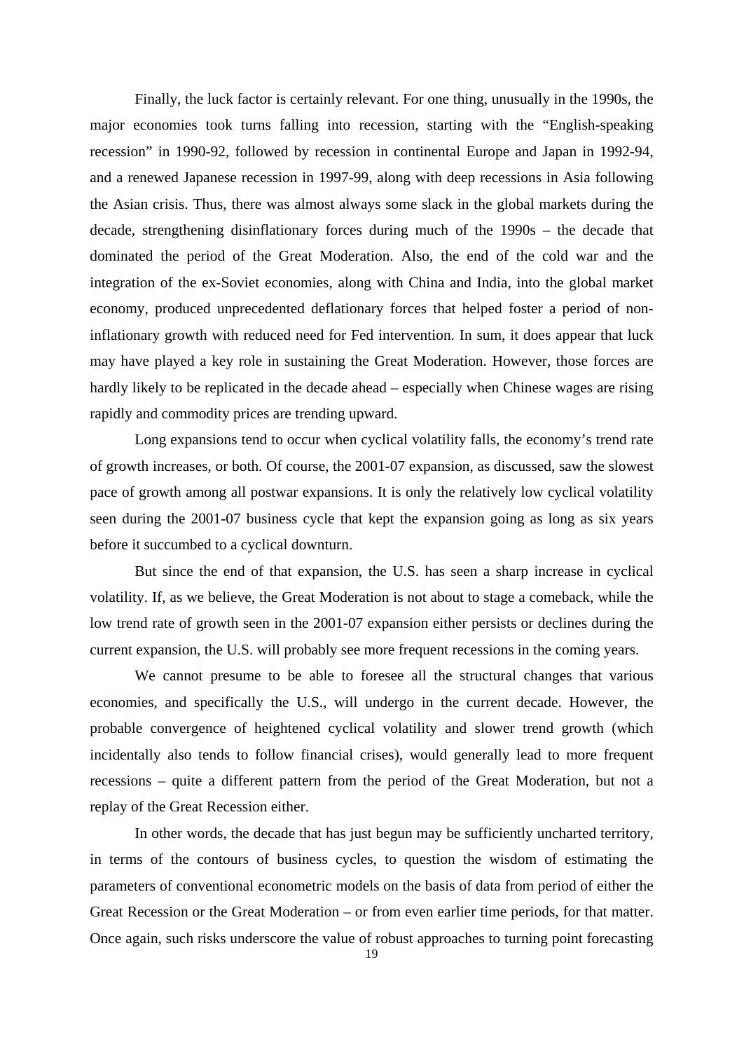Finally, the luck factor is certainly relevant. For one thing, unusually in the 1990s, the major economies took turns falling into recession, starting with the "English-speaking recession" in 1990-92, followed by recession in continental Europe and Japan in 1992-94, and a renewed Japanese recession in 1997-99, along with deep recessions in Asia following the Asian crisis. Thus, there was almost always some slack in the global markets during the decade, strengthening disinflationary forces during much of the 1990s – the decade that dominated the period of the Great Moderation. Also, the end of the cold war and the integration of the ex-Soviet economies, along with China and India, into the global market economy, produced unprecedented deflationary forces that helped foster a period of non-inflationary growth with reduced need for Fed intervention. In sum, it does appear that luck may have played a key role in sustaining the Great Moderation. However, those forces are hardly likely to be replicated in the decade ahead – especially when Chinese wages are rising rapidly and commodity prices are trending upward.

Long expansions tend to occur when cyclical volatility falls, the economy's trend rate of growth increases, or both. Of course, the 2001-07 expansion, as discussed, saw the slowest pace of growth among all postwar expansions. It is only the relatively low cyclical volatility seen during the 2001-07 business cycle that kept the expansion going as long as six years before it succumbed to a cyclical downturn.

But since the end of that expansion, the U.S. has seen a sharp increase in cyclical volatility. If, as we believe, the Great Moderation is not about to stage a comeback, while the low trend rate of growth seen in the 2001-07 expansion either persists or declines during the current expansion, the U.S. will probably see more frequent recessions in the coming years.

We cannot presume to be able to foresee all the structural changes that various economies, and specifically the U.S., will undergo in the current decade. However, the probable convergence of heightened cyclical volatility and slower trend growth (which incidentally also tends to follow financial crises), would generally lead to more frequent recessions – quite a different pattern from the period of the Great Moderation, but not a replay of the Great Recession either.

In other words, the decade that has just begun may be sufficiently uncharted territory, in terms of the contours of business cycles, to question the wisdom of estimating the parameters of conventional econometric models on the basis of data from period of either the Great Recession or the Great Moderation – or from even earlier time periods, for that matter. Once again, such risks underscore the value of robust approaches to turning point forecasting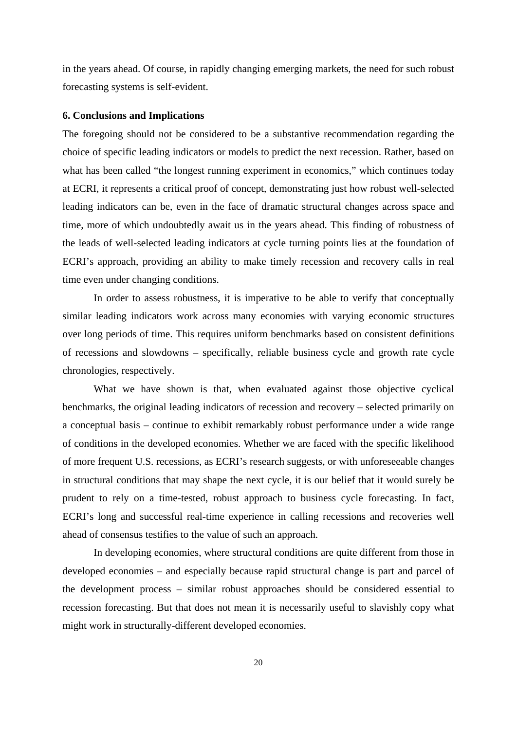in the years ahead. Of course, in rapidly changing emerging markets, the need for such robust forecasting systems is self-evident.

### 6. Conclusions and Implications

The foregoing should not be considered to be a substantive recommendation regarding the choice of specific leading indicators or models to predict the next recession. Rather, based on what has been called "the longest running experiment in economics," which continues today at ECRI, it represents a critical proof of concept, demonstrating just how robust well-selected leading indicators can be, even in the face of dramatic structural changes across space and time, more of which undoubtedly await us in the years ahead. This finding of robustness of the leads of well-selected leading indicators at cycle turning points lies at the foundation of ECRI's approach, providing an ability to make timely recession and recovery calls in real time even under changing conditions.

In order to assess robustness, it is imperative to be able to verify that conceptually similar leading indicators work across many economies with varying economic structures over long periods of time. This requires uniform benchmarks based on consistent definitions of recessions and slowdowns – specifically, reliable business cycle and growth rate cycle chronologies, respectively.

What we have shown is that, when evaluated against those objective cyclical benchmarks, the original leading indicators of recession and recovery – selected primarily on a conceptual basis – continue to exhibit remarkably robust performance under a wide range of conditions in the developed economies. Whether we are faced with the specific likelihood of more frequent U.S. recessions, as ECRI's research suggests, or with unforeseeable changes in structural conditions that may shape the next cycle, it is our belief that it would surely be prudent to rely on a time-tested, robust approach to business cycle forecasting. In fact, ECRI's long and successful real-time experience in calling recessions and recoveries well ahead of consensus testifies to the value of such an approach.

In developing economies, where structural conditions are quite different from those in developed economies – and especially because rapid structural change is part and parcel of the development process – similar robust approaches should be considered essential to recession forecasting. But that does not mean it is necessarily useful to slavishly copy what might work in structurally-different developed economies.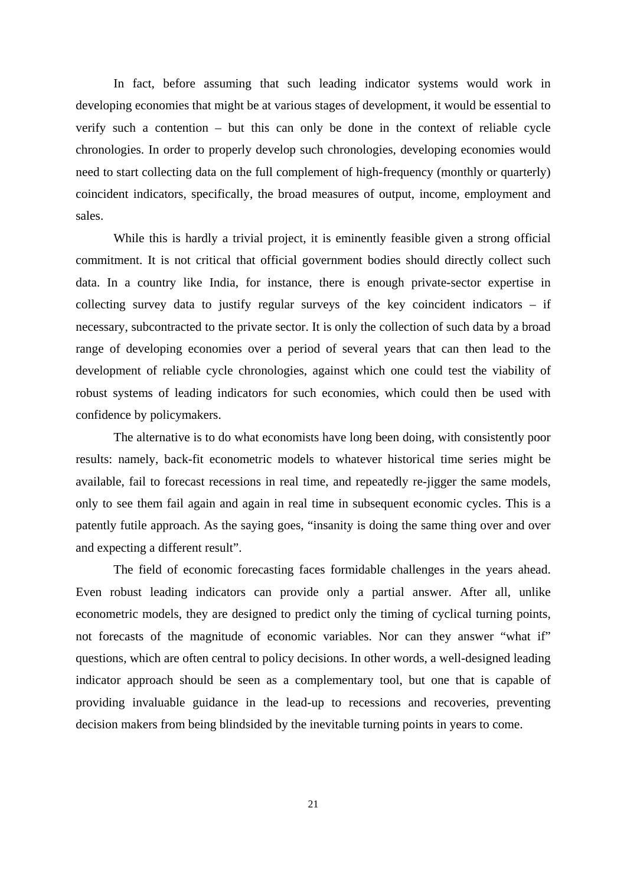In fact, before assuming that such leading indicator systems would work in developing economies that might be at various stages of development, it would be essential to verify such a contention – but this can only be done in the context of reliable cycle chronologies. In order to properly develop such chronologies, developing economies would need to start collecting data on the full complement of high-frequency (monthly or quarterly) coincident indicators, specifically, the broad measures of output, income, employment and sales.

While this is hardly a trivial project, it is eminently feasible given a strong official commitment. It is not critical that official government bodies should directly collect such data. In a country like India, for instance, there is enough private-sector expertise in collecting survey data to justify regular surveys of the key coincident indicators – if necessary, subcontracted to the private sector. It is only the collection of such data by a broad range of developing economies over a period of several years that can then lead to the development of reliable cycle chronologies, against which one could test the viability of robust systems of leading indicators for such economies, which could then be used with confidence by policymakers.

The alternative is to do what economists have long been doing, with consistently poor results: namely, back-fit econometric models to whatever historical time series might be available, fail to forecast recessions in real time, and repeatedly re-jigger the same models, only to see them fail again and again in real time in subsequent economic cycles. This is a patently futile approach. As the saying goes, "insanity is doing the same thing over and over and expecting a different result".

The field of economic forecasting faces formidable challenges in the years ahead. Even robust leading indicators can provide only a partial answer. After all, unlike econometric models, they are designed to predict only the timing of cyclical turning points, not forecasts of the magnitude of economic variables. Nor can they answer "what if" questions, which are often central to policy decisions. In other words, a well-designed leading indicator approach should be seen as a complementary tool, but one that is capable of providing invaluable guidance in the lead-up to recessions and recoveries, preventing decision makers from being blindsided by the inevitable turning points in years to come.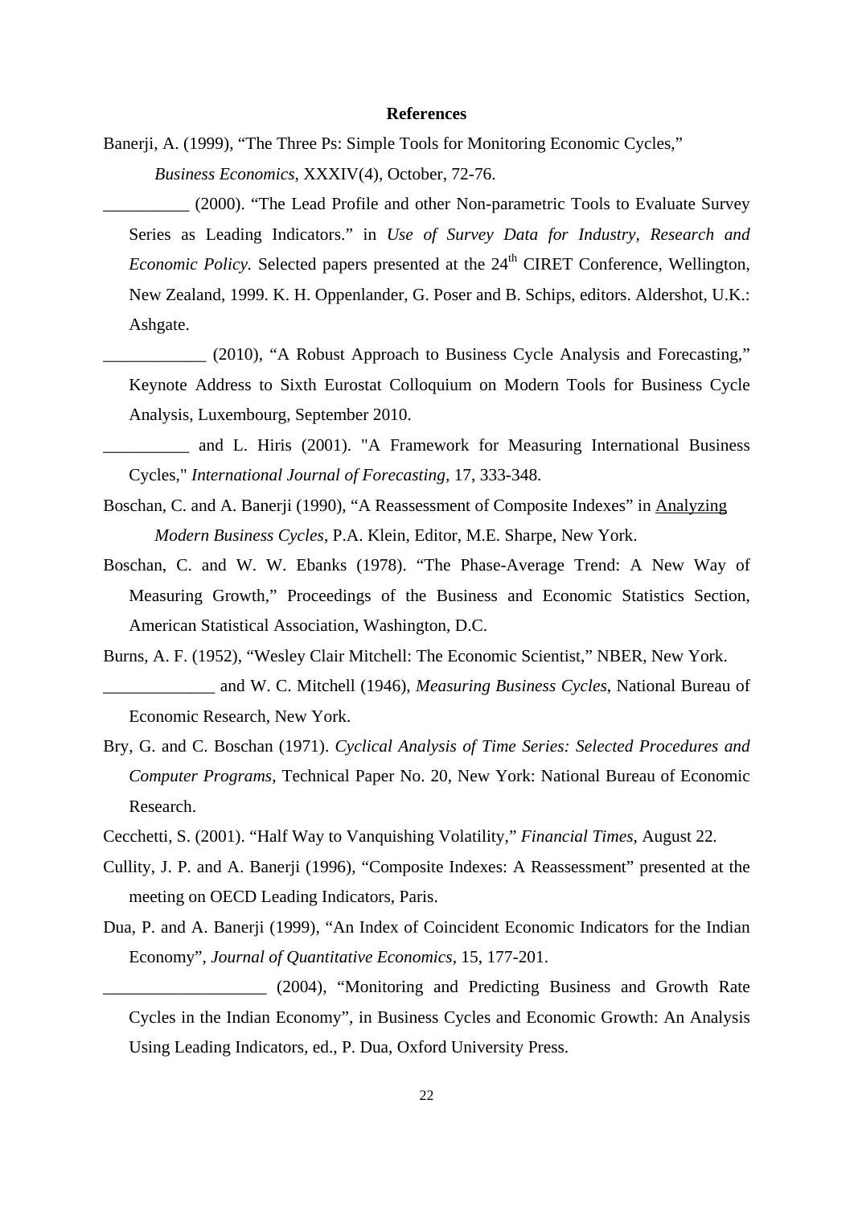**References**

Banerji, A. (1999), "The Three Ps: Simple Tools for Monitoring Economic Cycles," *Business Economics*, XXXIV(4), October, 72-76.

__________ (2000). "The Lead Profile and other Non-parametric Tools to Evaluate Survey Series as Leading Indicators." in *Use of Survey Data for Industry, Research and Economic Policy.* Selected papers presented at the 24th CIRET Conference, Wellington, New Zealand, 1999. K. H. Oppenlander, G. Poser and B. Schips, editors. Aldershot, U.K.: Ashgate.

____________ (2010), "A Robust Approach to Business Cycle Analysis and Forecasting," Keynote Address to Sixth Eurostat Colloquium on Modern Tools for Business Cycle Analysis, Luxembourg, September 2010.

__________ and L. Hiris (2001). "A Framework for Measuring International Business Cycles," *International Journal of Forecasting*, 17, 333-348.

Boschan, C. and A. Banerji (1990), "A Reassessment of Composite Indexes" in Analyzing *Modern Business Cycles*, P.A. Klein, Editor, M.E. Sharpe, New York.

Boschan, C. and W. W. Ebanks (1978). "The Phase-Average Trend: A New Way of Measuring Growth," Proceedings of the Business and Economic Statistics Section, American Statistical Association, Washington, D.C.

Burns, A. F. (1952), "Wesley Clair Mitchell: The Economic Scientist," NBER, New York.

_____________ and W. C. Mitchell (1946), *Measuring Business Cycles*, National Bureau of Economic Research, New York.

Bry, G. and C. Boschan (1971). *Cyclical Analysis of Time Series: Selected Procedures and Computer Programs*, Technical Paper No. 20, New York: National Bureau of Economic Research.

Cecchetti, S. (2001). "Half Way to Vanquishing Volatility," *Financial Times*, August 22.

Cullity, J. P. and A. Banerji (1996), "Composite Indexes: A Reassessment" presented at the meeting on OECD Leading Indicators, Paris.

Dua, P. and A. Banerji (1999), "An Index of Coincident Economic Indicators for the Indian Economy", *Journal of Quantitative Economics*, 15, 177-201.

___________________ (2004), "Monitoring and Predicting Business and Growth Rate Cycles in the Indian Economy", in Business Cycles and Economic Growth: An Analysis Using Leading Indicators, ed., P. Dua, Oxford University Press.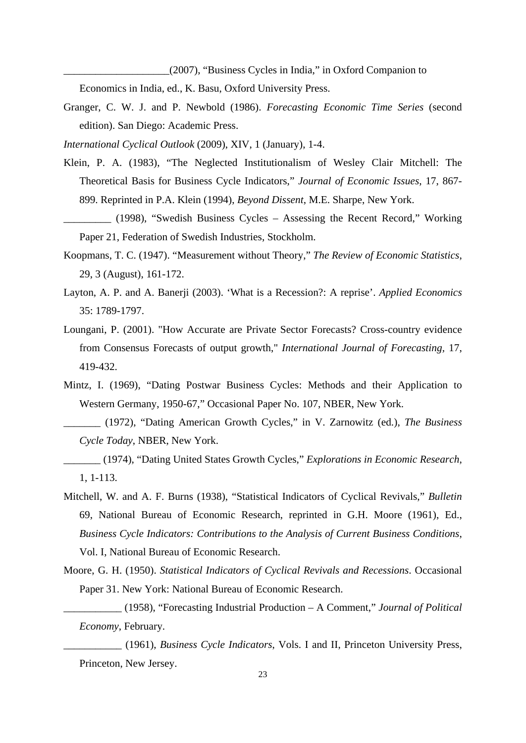____________________(2007), "Business Cycles in India," in Oxford Companion to Economics in India, ed., K. Basu, Oxford University Press.

Granger, C. W. J. and P. Newbold (1986). *Forecasting Economic Time Series* (second edition). San Diego: Academic Press.

*International Cyclical Outlook* (2009), XIV, 1 (January), 1-4.

Klein, P. A. (1983), "The Neglected Institutionalism of Wesley Clair Mitchell: The Theoretical Basis for Business Cycle Indicators," *Journal of Economic Issues*, 17, 867-899. Reprinted in P.A. Klein (1994), *Beyond Dissent*, M.E. Sharpe, New York.

_________ (1998), "Swedish Business Cycles – Assessing the Recent Record," Working Paper 21, Federation of Swedish Industries, Stockholm.

Koopmans, T. C. (1947). "Measurement without Theory," *The Review of Economic Statistics*, 29, 3 (August), 161-172.

Layton, A. P. and A. Banerji (2003). 'What is a Recession?: A reprise'. *Applied Economics* 35: 1789-1797.

Loungani, P. (2001). "How Accurate are Private Sector Forecasts? Cross-country evidence from Consensus Forecasts of output growth," *International Journal of Forecasting,* 17, 419-432.

Mintz, I. (1969), "Dating Postwar Business Cycles: Methods and their Application to Western Germany, 1950-67," Occasional Paper No. 107, NBER, New York.

_______ (1972), "Dating American Growth Cycles," in V. Zarnowitz (ed.), *The Business Cycle Today*, NBER, New York.

_______ (1974), "Dating United States Growth Cycles," *Explorations in Economic Research*, 1, 1-113.

Mitchell, W. and A. F. Burns (1938), "Statistical Indicators of Cyclical Revivals," *Bulletin* 69, National Bureau of Economic Research, reprinted in G.H. Moore (1961), Ed., *Business Cycle Indicators: Contributions to the Analysis of Current Business Conditions*, Vol. I, National Bureau of Economic Research.

Moore, G. H. (1950). *Statistical Indicators of Cyclical Revivals and Recessions*. Occasional Paper 31. New York: National Bureau of Economic Research.

___________ (1958), "Forecasting Industrial Production – A Comment," *Journal of Political Economy*, February.

___________ (1961), *Business Cycle Indicators*, Vols. I and II, Princeton University Press, Princeton, New Jersey.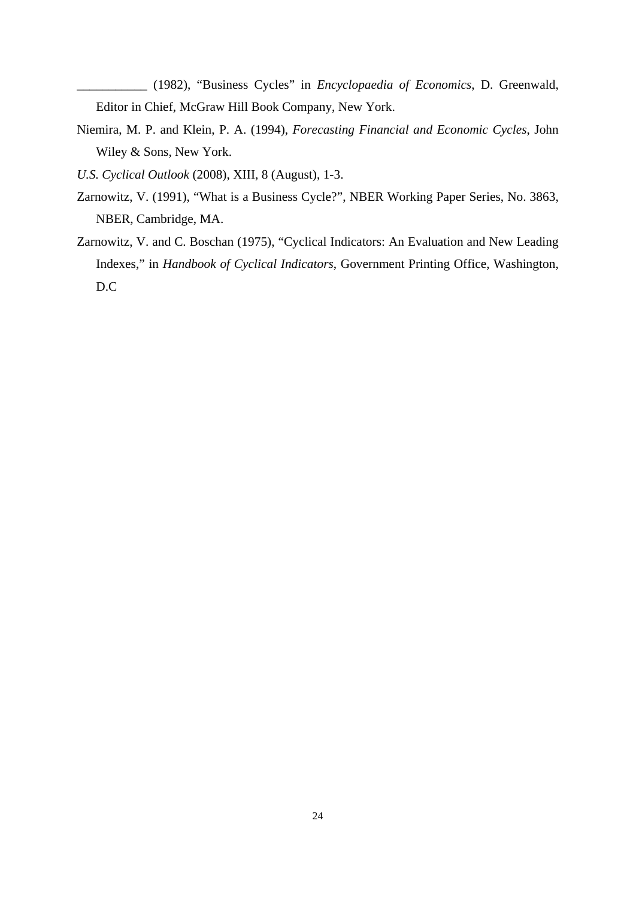___________ (1982), “Business Cycles” in *Encyclopaedia of Economics*, D. Greenwald, Editor in Chief, McGraw Hill Book Company, New York.

Niemira, M. P. and Klein, P. A. (1994), *Forecasting Financial and Economic Cycles*, John Wiley & Sons, New York.

*U.S. Cyclical Outlook* (2008), XIII, 8 (August), 1-3.

Zarnowitz, V. (1991), “What is a Business Cycle?”, NBER Working Paper Series, No. 3863, NBER, Cambridge, MA.

Zarnowitz, V. and C. Boschan (1975), “Cyclical Indicators: An Evaluation and New Leading Indexes,” in *Handbook of Cyclical Indicators*, Government Printing Office, Washington, D.C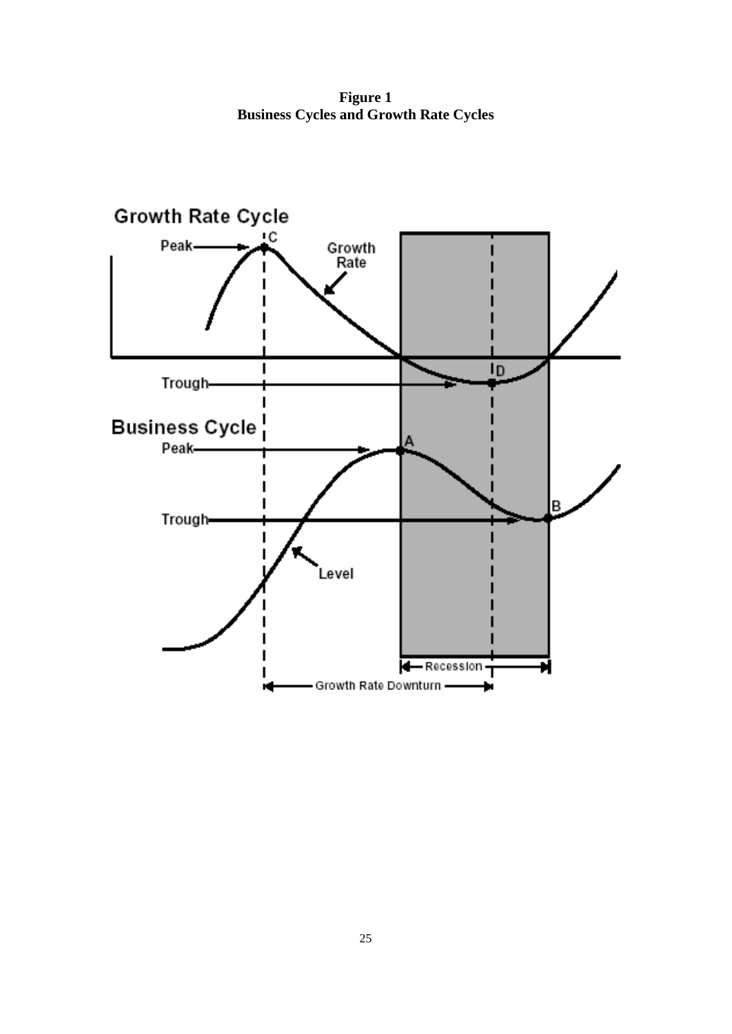**Figure 1**
**Business Cycles and Growth Rate Cycles**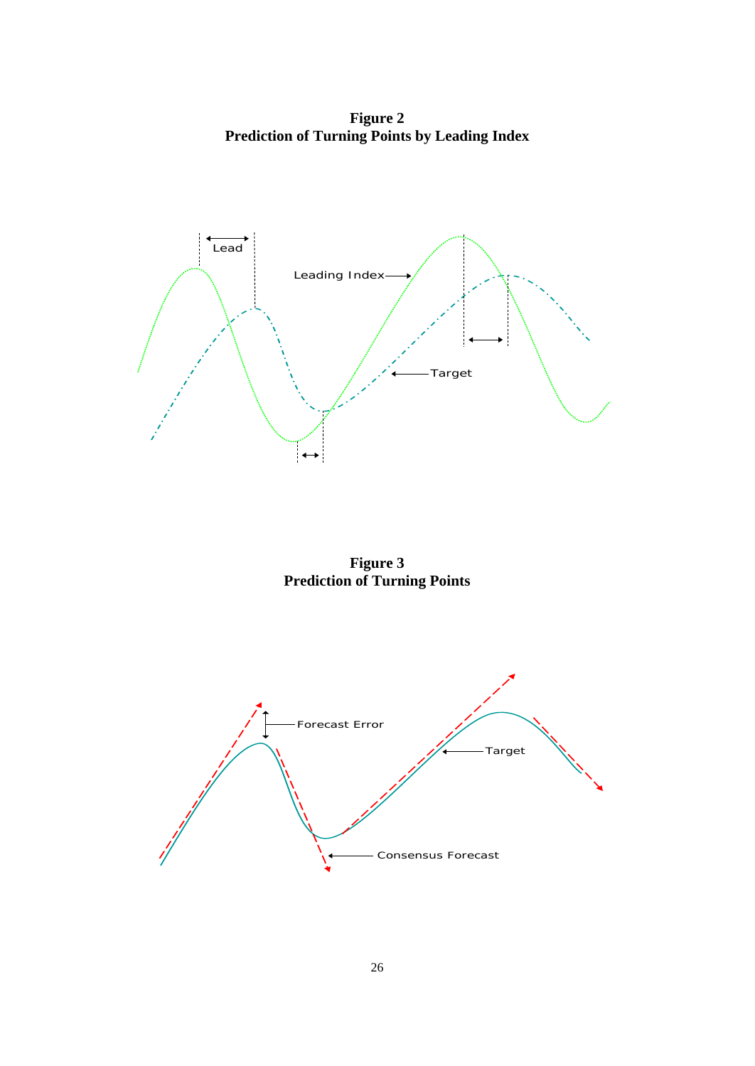**Figure 2**
**Prediction of Turning Points by Leading Index**

**Figure 3**
**Prediction of Turning Points**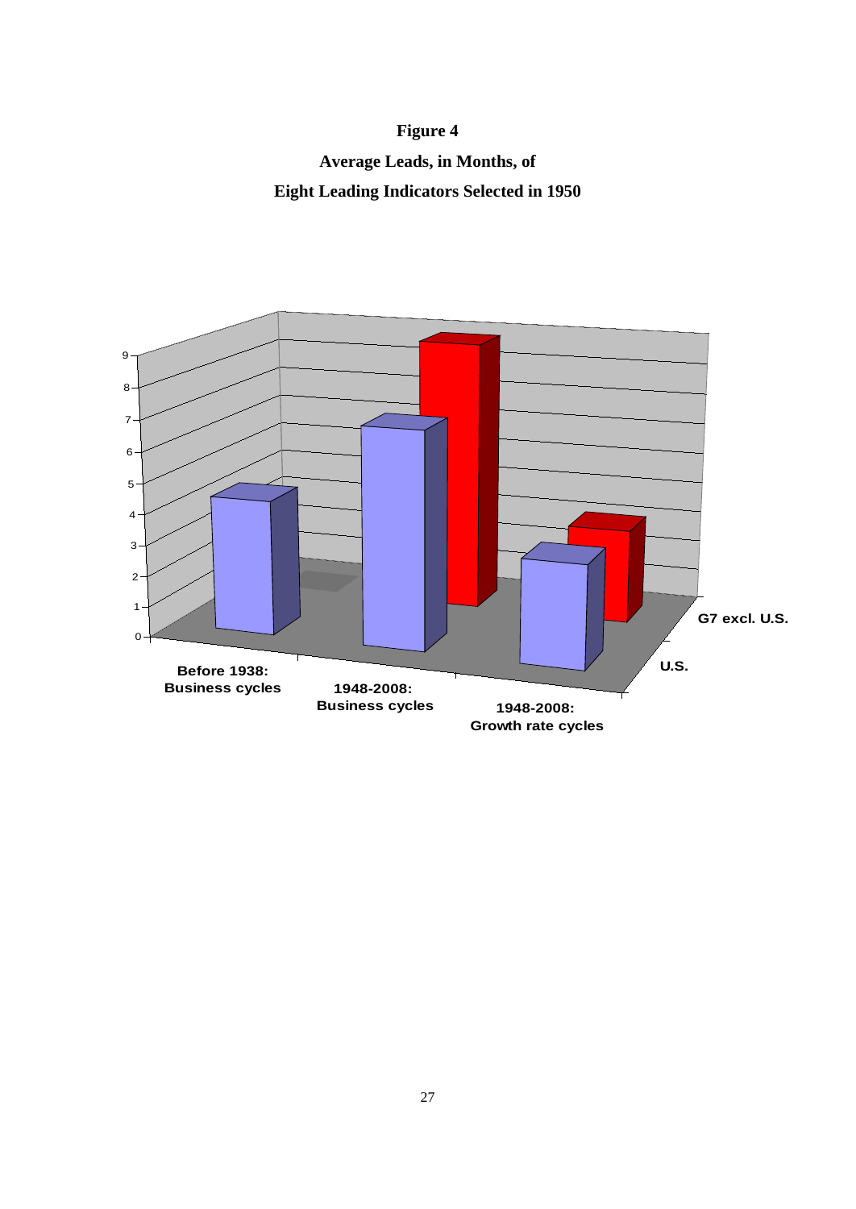**Figure 4**

**Average Leads, in Months, of**

**Eight Leading Indicators Selected in 1950**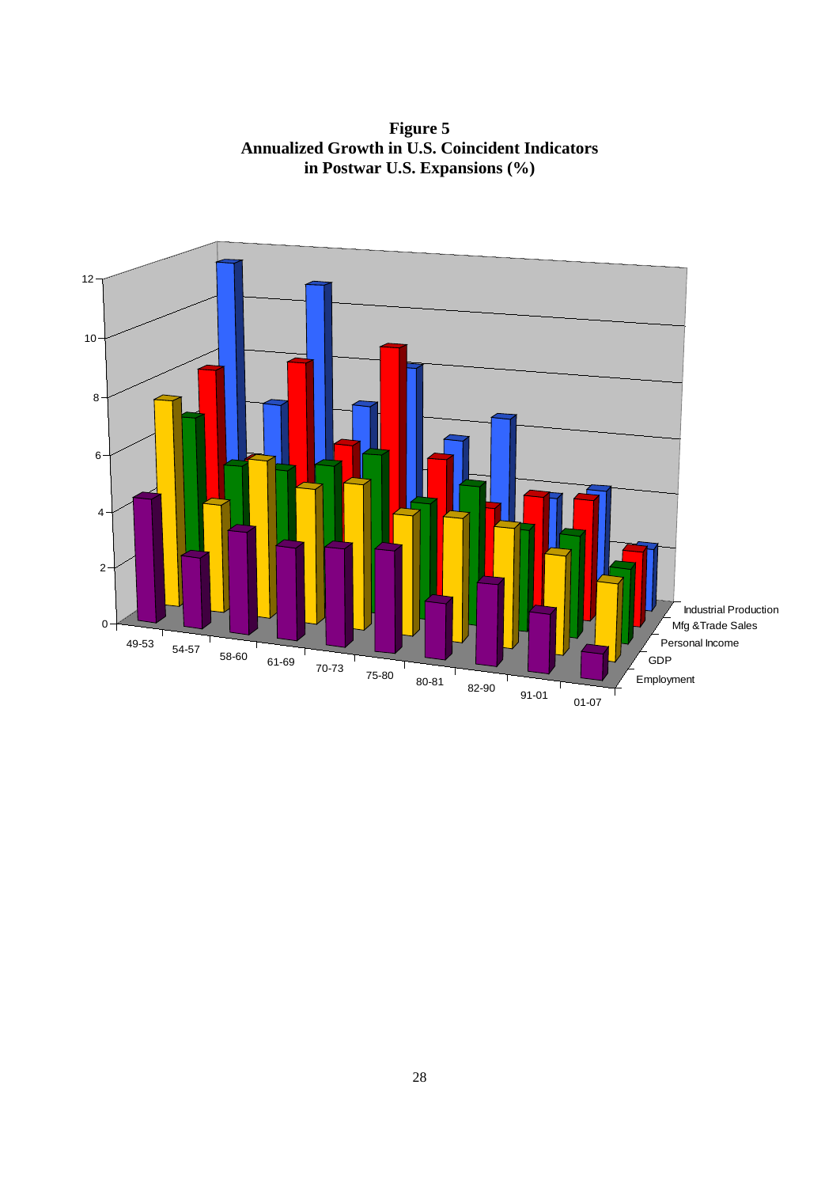**Figure 5**
**Annualized Growth in U.S. Coincident Indicators in Postwar U.S. Expansions (%)**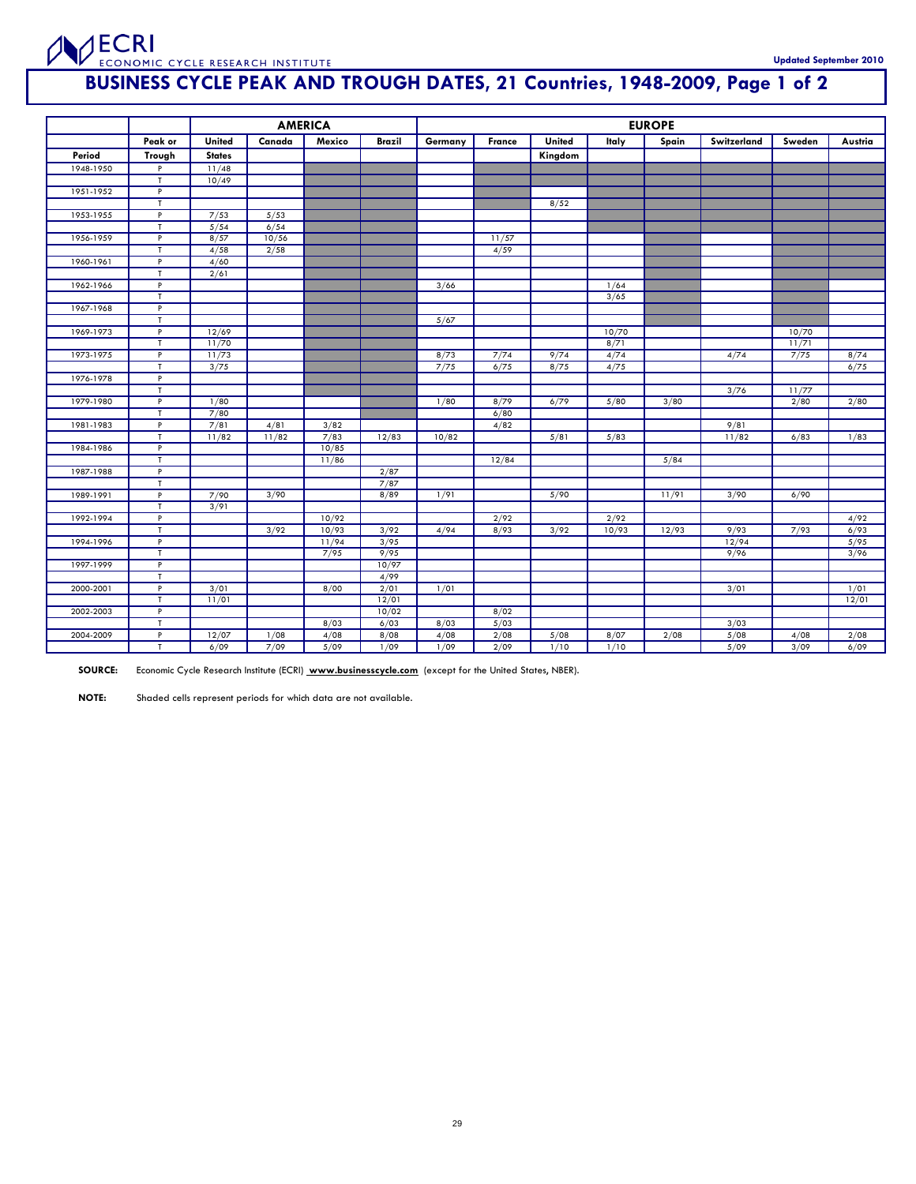ECRI
ECONOMIC CYCLE RESEARCH INSTITUTE

Updated September 2010

# BUSINESS CYCLE PEAK AND TROUGH DATES, 21 Countries, 1948-2009, Page 1 of 2

| | | AMERICA | | | | EUROPE | | | | | | | |
|---|---|---|---|---|---|---|---|---|---|---|---|---|---|
| Period | Peak or Trough | United States | Canada | Mexico | Brazil | Germany | France | United Kingdom | Italy | Spain | Switzerland | Sweden | Austria |
| 1948-1950 | P | 11/48 | | | | | | | | | | | |
| | T | 10/49 | | | | | | | | | | | |
| 1951-1952 | P | | | | | | | | | | | | |
| | T | | | | | | | 8/52 | | | | | |
| 1953-1955 | P | 7/53 | 5/53 | | | | | | | | | | |
| | T | 5/54 | 6/54 | | | | | | | | | | |
| 1956-1959 | P | 8/57 | 10/56 | | | | 11/57 | | | | | | |
| | T | 4/58 | 2/58 | | | | 4/59 | | | | | | |
| 1960-1961 | P | 4/60 | | | | | | | | | | | |
| | T | 2/61 | | | | | | | | | | | |
| 1962-1966 | P | | | | | 3/66 | | | 1/64 | | | | |
| | T | | | | | | | | 3/65 | | | | |
| 1967-1968 | P | | | | | | | | | | | | |
| | T | | | | | 5/67 | | | | | | | |
| 1969-1973 | P | 12/69 | | | | | | | 10/70 | | | 10/70 | |
| | T | 11/70 | | | | | | | 8/71 | | | 11/71 | |
| 1973-1975 | P | 11/73 | | | | 8/73 | 7/74 | 9/74 | 4/74 | | 4/74 | 7/75 | 8/74 |
| | T | 3/75 | | | | 7/75 | 6/75 | 8/75 | 4/75 | | | | 6/75 |
| 1976-1978 | P | | | | | | | | | | | | |
| | T | | | | | | | | | | 3/76 | 11/77 | |
| 1979-1980 | P | 1/80 | | | | 1/80 | 8/79 | 6/79 | 5/80 | 3/80 | | 2/80 | 2/80 |
| | T | 7/80 | | | | | 6/80 | | | | | | |
| 1981-1983 | P | 7/81 | 4/81 | 3/82 | | | 4/82 | | | | 9/81 | | |
| | T | 11/82 | 11/82 | 7/83 | 12/83 | 10/82 | | 5/81 | 5/83 | | 11/82 | 6/83 | 1/83 |
| 1984-1986 | P | | | 10/85 | | | | | | | | | |
| | T | | | 11/86 | | | 12/84 | | | 5/84 | | | |
| 1987-1988 | P | | | | 2/87 | | | | | | | | |
| | T | | | | 7/87 | | | | | | | | |
| 1989-1991 | P | 7/90 | 3/90 | | 8/89 | 1/91 | | 5/90 | | 11/91 | 3/90 | 6/90 | |
| | T | 3/91 | | | | | | | | | | | |
| 1992-1994 | P | | | 10/92 | | | 2/92 | | 2/92 | | | | 4/92 |
| | T | | 3/92 | 10/93 | 3/92 | 4/94 | 8/93 | 3/92 | 10/93 | 12/93 | 9/93 | 7/93 | 6/93 |
| 1994-1996 | P | | | 11/94 | 3/95 | | | | | | 12/94 | | 5/95 |
| | T | | | 7/95 | 9/95 | | | | | | 9/96 | | 3/96 |
| 1997-1999 | P | | | | 10/97 | | | | | | | | |
| | T | | | | 4/99 | | | | | | | | |
| 2000-2001 | P | 3/01 | | 8/00 | 2/01 | 1/01 | | | | | 3/01 | | 1/01 |
| | T | 11/01 | | | 12/01 | | | | | | | | 12/01 |
| 2002-2003 | P | | | | 10/02 | | 8/02 | | | | | | |
| | T | | | 8/03 | 6/03 | 8/03 | 5/03 | | | | 3/03 | | |
| 2004-2009 | P | 12/07 | 1/08 | 4/08 | 8/08 | 4/08 | 2/08 | 5/08 | 8/07 | 2/08 | 5/08 | 4/08 | 2/08 |
| | T | 6/09 | 7/09 | 5/09 | 1/09 | 1/09 | 2/09 | 1/10 | 1/10 | | 5/09 | 3/09 | 6/09 |

**SOURCE:** Economic Cycle Research Institute (ECRI) **www.businesscycle.com** (except for the United States, NBER).

**NOTE:** Shaded cells represent periods for which data are not available.